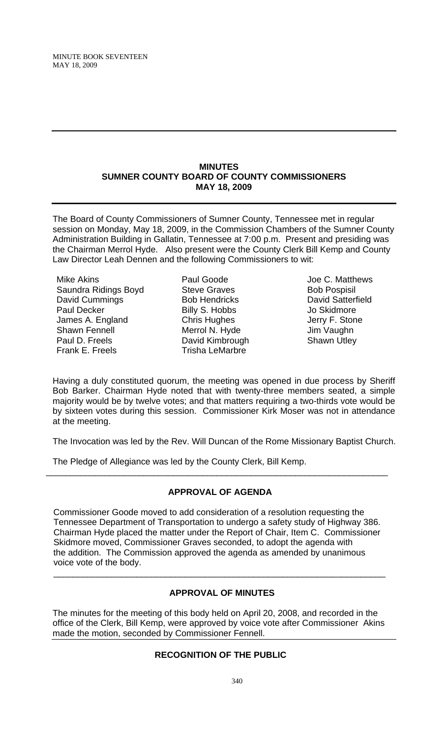**MINUTES**
**SUMNER COUNTY BOARD OF COUNTY COMMISSIONERS**
**MAY 18, 2009**

The Board of County Commissioners of Sumner County, Tennessee met in regular session on Monday, May 18, 2009, in the Commission Chambers of the Sumner County Administration Building in Gallatin, Tennessee at 7:00 p.m. Present and presiding was the Chairman Merrol Hyde. Also present were the County Clerk Bill Kemp and County Law Director Leah Dennen and the following Commissioners to wit:

Mike Akins
Saundra Ridings Boyd
David Cummings
Paul Decker
James A. England
Shawn Fennell
Paul D. Freels
Frank E. Freels
Paul Goode
Steve Graves
Bob Hendricks
Billy S. Hobbs
Chris Hughes
Merrol N. Hyde
David Kimbrough
Trisha LeMarbre
Joe C. Matthews
Bob Pospisil
David Satterfield
Jo Skidmore
Jerry F. Stone
Jim Vaughn
Shawn Utley

Having a duly constituted quorum, the meeting was opened in due process by Sheriff Bob Barker. Chairman Hyde noted that with twenty-three members seated, a simple majority would be by twelve votes; and that matters requiring a two-thirds vote would be by sixteen votes during this session. Commissioner Kirk Moser was not in attendance at the meeting.

The Invocation was led by the Rev. Will Duncan of the Rome Missionary Baptist Church.

The Pledge of Allegiance was led by the County Clerk, Bill Kemp.

---

**APPROVAL OF AGENDA**

Commissioner Goode moved to add consideration of a resolution requesting the Tennessee Department of Transportation to undergo a safety study of Highway 386. Chairman Hyde placed the matter under the Report of Chair, Item C. Commissioner Skidmore moved, Commissioner Graves seconded, to adopt the agenda with the addition. The Commission approved the agenda as amended by unanimous voice vote of the body.

---

**APPROVAL OF MINUTES**

The minutes for the meeting of this body held on April 20, 2008, and recorded in the office of the Clerk, Bill Kemp, were approved by voice vote after Commissioner Akins made the motion, seconded by Commissioner Fennell.

---

**RECOGNITION OF THE PUBLIC**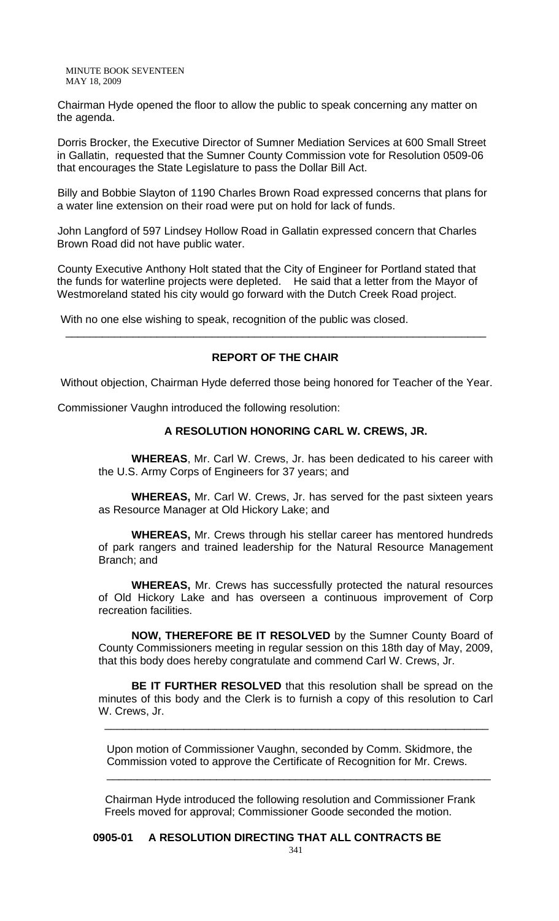Chairman Hyde opened the floor to allow the public to speak concerning any matter on the agenda.

Dorris Brocker, the Executive Director of Sumner Mediation Services at 600 Small Street in Gallatin, requested that the Sumner County Commission vote for Resolution 0509-06 that encourages the State Legislature to pass the Dollar Bill Act.

Billy and Bobbie Slayton of 1190 Charles Brown Road expressed concerns that plans for a water line extension on their road were put on hold for lack of funds.

John Langford of 597 Lindsey Hollow Road in Gallatin expressed concern that Charles Brown Road did not have public water.

County Executive Anthony Holt stated that the City of Engineer for Portland stated that the funds for waterline projects were depleted. He said that a letter from the Mayor of Westmoreland stated his city would go forward with the Dutch Creek Road project.

With no one else wishing to speak, recognition of the public was closed.

---

## REPORT OF THE CHAIR

Without objection, Chairman Hyde deferred those being honored for Teacher of the Year.

Commissioner Vaughn introduced the following resolution:

### A RESOLUTION HONORING CARL W. CREWS, JR.

**WHEREAS**, Mr. Carl W. Crews, Jr. has been dedicated to his career with the U.S. Army Corps of Engineers for 37 years; and

**WHEREAS,** Mr. Carl W. Crews, Jr. has served for the past sixteen years as Resource Manager at Old Hickory Lake; and

**WHEREAS,** Mr. Crews through his stellar career has mentored hundreds of park rangers and trained leadership for the Natural Resource Management Branch; and

**WHEREAS,** Mr. Crews has successfully protected the natural resources of Old Hickory Lake and has overseen a continuous improvement of Corp recreation facilities.

**NOW, THEREFORE BE IT RESOLVED** by the Sumner County Board of County Commissioners meeting in regular session on this 18th day of May, 2009, that this body does hereby congratulate and commend Carl W. Crews, Jr.

**BE IT FURTHER RESOLVED** that this resolution shall be spread on the minutes of this body and the Clerk is to furnish a copy of this resolution to Carl W. Crews, Jr.

---

Upon motion of Commissioner Vaughn, seconded by Comm. Skidmore, the Commission voted to approve the Certificate of Recognition for Mr. Crews.

---

Chairman Hyde introduced the following resolution and Commissioner Frank Freels moved for approval; Commissioner Goode seconded the motion.

**0905-01 A RESOLUTION DIRECTING THAT ALL CONTRACTS BE**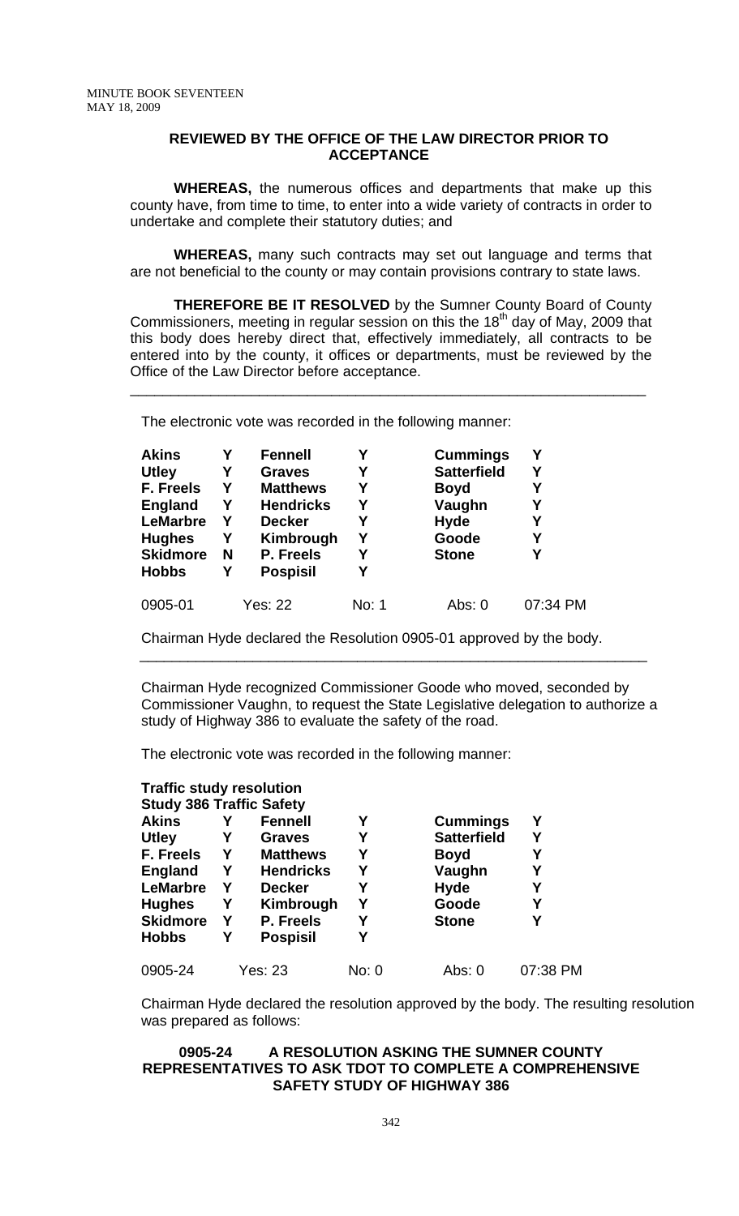**REVIEWED BY THE OFFICE OF THE LAW DIRECTOR PRIOR TO ACCEPTANCE**

**WHEREAS,** the numerous offices and departments that make up this county have, from time to time, to enter into a wide variety of contracts in order to undertake and complete their statutory duties; and

**WHEREAS,** many such contracts may set out language and terms that are not beneficial to the county or may contain provisions contrary to state laws.

**THEREFORE BE IT RESOLVED** by the Sumner County Board of County Commissioners, meeting in regular session on this the 18th day of May, 2009 that this body does hereby direct that, effectively immediately, all contracts to be entered into by the county, it offices or departments, must be reviewed by the Office of the Law Director before acceptance.

---

The electronic vote was recorded in the following manner:

| | | | | | |
|---|---|---|---|---|---|
| **Akins** | Y | **Fennell** | Y | **Cummings** | Y |
| **Utley** | Y | **Graves** | Y | **Satterfield** | Y |
| **F. Freels** | Y | **Matthews** | Y | **Boyd** | Y |
| **England** | Y | **Hendricks** | Y | **Vaughn** | Y |
| **LeMarbre** | Y | **Decker** | Y | **Hyde** | Y |
| **Hughes** | Y | **Kimbrough** | Y | **Goode** | Y |
| **Skidmore** | N | **P. Freels** | Y | **Stone** | Y |
| **Hobbs** | Y | **Pospisil** | Y | | |

0905-01 Yes: 22 No: 1 Abs: 0 07:34 PM

Chairman Hyde declared the Resolution 0905-01 approved by the body.

---

Chairman Hyde recognized Commissioner Goode who moved, seconded by Commissioner Vaughn, to request the State Legislative delegation to authorize a study of Highway 386 to evaluate the safety of the road.

The electronic vote was recorded in the following manner:

**Traffic study resolution**
**Study 386 Traffic Safety**

| | | | | | |
|---|---|---|---|---|---|
| **Akins** | Y | **Fennell** | Y | **Cummings** | Y |
| **Utley** | Y | **Graves** | Y | **Satterfield** | Y |
| **F. Freels** | Y | **Matthews** | Y | **Boyd** | Y |
| **England** | Y | **Hendricks** | Y | **Vaughn** | Y |
| **LeMarbre** | Y | **Decker** | Y | **Hyde** | Y |
| **Hughes** | Y | **Kimbrough** | Y | **Goode** | Y |
| **Skidmore** | Y | **P. Freels** | Y | **Stone** | Y |
| **Hobbs** | Y | **Pospisil** | Y | | |

0905-24 Yes: 23 No: 0 Abs: 0 07:38 PM

Chairman Hyde declared the resolution approved by the body. The resulting resolution was prepared as follows:

**0905-24 A RESOLUTION ASKING THE SUMNER COUNTY REPRESENTATIVES TO ASK TDOT TO COMPLETE A COMPREHENSIVE SAFETY STUDY OF HIGHWAY 386**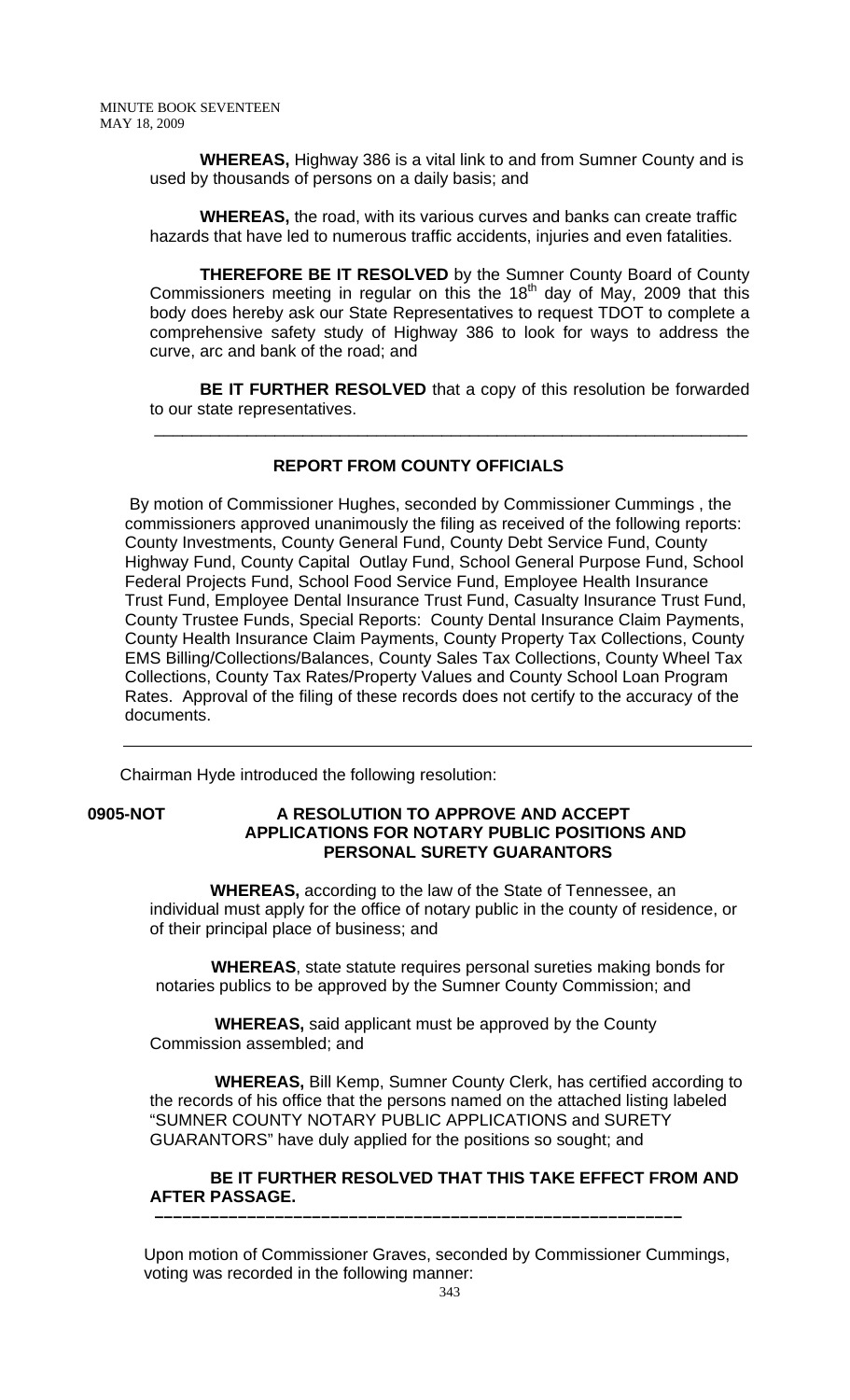**WHEREAS,** Highway 386 is a vital link to and from Sumner County and is used by thousands of persons on a daily basis; and

**WHEREAS,** the road, with its various curves and banks can create traffic hazards that have led to numerous traffic accidents, injuries and even fatalities.

**THEREFORE BE IT RESOLVED** by the Sumner County Board of County Commissioners meeting in regular on this the 18th day of May, 2009 that this body does hereby ask our State Representatives to request TDOT to complete a comprehensive safety study of Highway 386 to look for ways to address the curve, arc and bank of the road; and

**BE IT FURTHER RESOLVED** that a copy of this resolution be forwarded to our state representatives.

---

**REPORT FROM COUNTY OFFICIALS**

By motion of Commissioner Hughes, seconded by Commissioner Cummings , the commissioners approved unanimously the filing as received of the following reports: County Investments, County General Fund, County Debt Service Fund, County Highway Fund, County Capital Outlay Fund, School General Purpose Fund, School Federal Projects Fund, School Food Service Fund, Employee Health Insurance Trust Fund, Employee Dental Insurance Trust Fund, Casualty Insurance Trust Fund, County Trustee Funds, Special Reports: County Dental Insurance Claim Payments, County Health Insurance Claim Payments, County Property Tax Collections, County EMS Billing/Collections/Balances, County Sales Tax Collections, County Wheel Tax Collections, County Tax Rates/Property Values and County School Loan Program Rates. Approval of the filing of these records does not certify to the accuracy of the documents.

---

Chairman Hyde introduced the following resolution:

**0905-NOT A RESOLUTION TO APPROVE AND ACCEPT APPLICATIONS FOR NOTARY PUBLIC POSITIONS AND PERSONAL SURETY GUARANTORS**

**WHEREAS,** according to the law of the State of Tennessee, an individual must apply for the office of notary public in the county of residence, or of their principal place of business; and

**WHEREAS**, state statute requires personal sureties making bonds for notaries publics to be approved by the Sumner County Commission; and

**WHEREAS,** said applicant must be approved by the County Commission assembled; and

**WHEREAS,** Bill Kemp, Sumner County Clerk, has certified according to the records of his office that the persons named on the attached listing labeled "SUMNER COUNTY NOTARY PUBLIC APPLICATIONS and SURETY GUARANTORS" have duly applied for the positions so sought; and

**BE IT FURTHER RESOLVED THAT THIS TAKE EFFECT FROM AND AFTER PASSAGE.**

---

Upon motion of Commissioner Graves, seconded by Commissioner Cummings, voting was recorded in the following manner: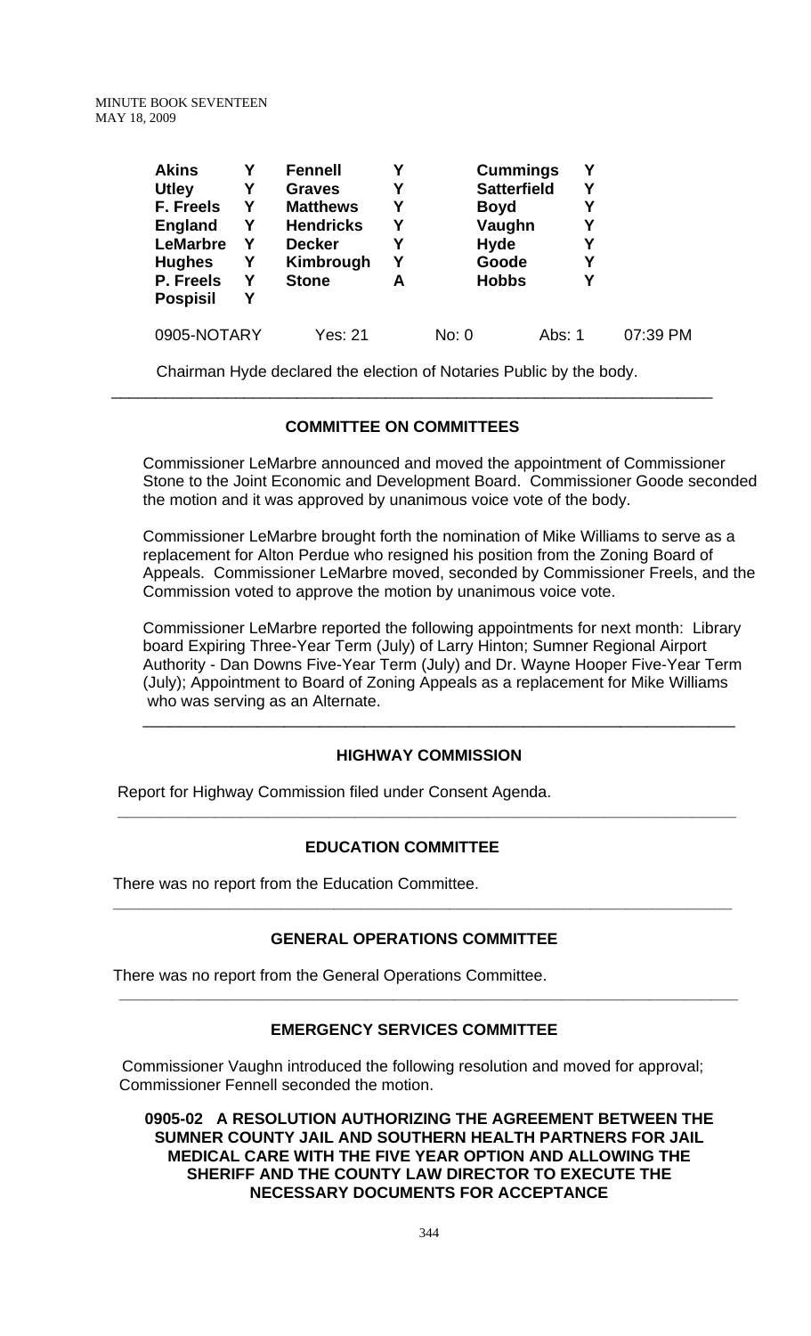| | | | | | |
|---|---|---|---|---|---|
| **Akins** | **Y** | **Fennell** | **Y** | **Cummings** | **Y** |
| **Utley** | **Y** | **Graves** | **Y** | **Satterfield** | **Y** |
| **F. Freels** | **Y** | **Matthews** | **Y** | **Boyd** | **Y** |
| **England** | **Y** | **Hendricks** | **Y** | **Vaughn** | **Y** |
| **LeMarbre** | **Y** | **Decker** | **Y** | **Hyde** | **Y** |
| **Hughes** | **Y** | **Kimbrough** | **Y** | **Goode** | **Y** |
| **P. Freels** | **Y** | **Stone** | **A** | **Hobbs** | **Y** |
| **Pospisil** | **Y** | | | | |

0905-NOTARY Yes: 21 No: 0 Abs: 1 07:39 PM

Chairman Hyde declared the election of Notaries Public by the body.

---

### COMMITTEE ON COMMITTEES

Commissioner LeMarbre announced and moved the appointment of Commissioner Stone to the Joint Economic and Development Board. Commissioner Goode seconded the motion and it was approved by unanimous voice vote of the body.

Commissioner LeMarbre brought forth the nomination of Mike Williams to serve as a replacement for Alton Perdue who resigned his position from the Zoning Board of Appeals. Commissioner LeMarbre moved, seconded by Commissioner Freels, and the Commission voted to approve the motion by unanimous voice vote.

Commissioner LeMarbre reported the following appointments for next month: Library board Expiring Three-Year Term (July) of Larry Hinton; Sumner Regional Airport Authority - Dan Downs Five-Year Term (July) and Dr. Wayne Hooper Five-Year Term (July); Appointment to Board of Zoning Appeals as a replacement for Mike Williams who was serving as an Alternate.

---

### HIGHWAY COMMISSION

Report for Highway Commission filed under Consent Agenda.

---

### EDUCATION COMMITTEE

There was no report from the Education Committee.

---

### GENERAL OPERATIONS COMMITTEE

There was no report from the General Operations Committee.

---

### EMERGENCY SERVICES COMMITTEE

Commissioner Vaughn introduced the following resolution and moved for approval; Commissioner Fennell seconded the motion.

**0905-02 A RESOLUTION AUTHORIZING THE AGREEMENT BETWEEN THE SUMNER COUNTY JAIL AND SOUTHERN HEALTH PARTNERS FOR JAIL MEDICAL CARE WITH THE FIVE YEAR OPTION AND ALLOWING THE SHERIFF AND THE COUNTY LAW DIRECTOR TO EXECUTE THE NECESSARY DOCUMENTS FOR ACCEPTANCE**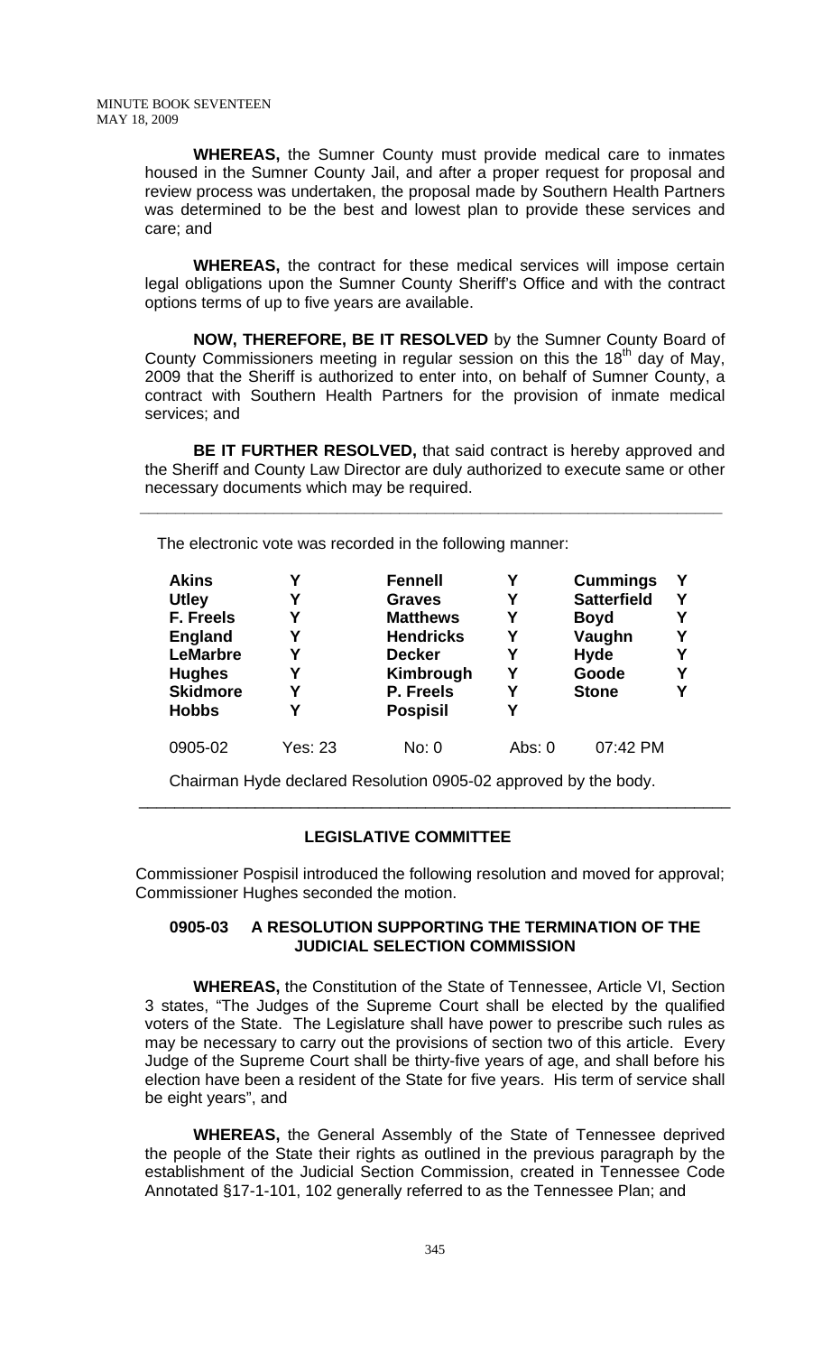**WHEREAS,** the Sumner County must provide medical care to inmates housed in the Sumner County Jail, and after a proper request for proposal and review process was undertaken, the proposal made by Southern Health Partners was determined to be the best and lowest plan to provide these services and care; and

**WHEREAS,** the contract for these medical services will impose certain legal obligations upon the Sumner County Sheriff's Office and with the contract options terms of up to five years are available.

**NOW, THEREFORE, BE IT RESOLVED** by the Sumner County Board of County Commissioners meeting in regular session on this the 18th day of May, 2009 that the Sheriff is authorized to enter into, on behalf of Sumner County, a contract with Southern Health Partners for the provision of inmate medical services; and

**BE IT FURTHER RESOLVED,** that said contract is hereby approved and the Sheriff and County Law Director are duly authorized to execute same or other necessary documents which may be required.

---

The electronic vote was recorded in the following manner:

| | | | | | |
|---|---|---|---|---|---|
| **Akins** | **Y** | **Fennell** | **Y** | **Cummings** | **Y** |
| **Utley** | **Y** | **Graves** | **Y** | **Satterfield** | **Y** |
| **F. Freels** | **Y** | **Matthews** | **Y** | **Boyd** | **Y** |
| **England** | **Y** | **Hendricks** | **Y** | **Vaughn** | **Y** |
| **LeMarbre** | **Y** | **Decker** | **Y** | **Hyde** | **Y** |
| **Hughes** | **Y** | **Kimbrough** | **Y** | **Goode** | **Y** |
| **Skidmore** | **Y** | **P. Freels** | **Y** | **Stone** | **Y** |
| **Hobbs** | **Y** | **Pospisil** | **Y** | | |
| 0905-02 | Yes: 23 | No: 0 | Abs: 0 | 07:42 PM | |

Chairman Hyde declared Resolution 0905-02 approved by the body.

---

## LEGISLATIVE COMMITTEE

Commissioner Pospisil introduced the following resolution and moved for approval; Commissioner Hughes seconded the motion.

### 0905-03 A RESOLUTION SUPPORTING THE TERMINATION OF THE JUDICIAL SELECTION COMMISSION

**WHEREAS,** the Constitution of the State of Tennessee, Article VI, Section 3 states, "The Judges of the Supreme Court shall be elected by the qualified voters of the State. The Legislature shall have power to prescribe such rules as may be necessary to carry out the provisions of section two of this article. Every Judge of the Supreme Court shall be thirty-five years of age, and shall before his election have been a resident of the State for five years. His term of service shall be eight years", and

**WHEREAS,** the General Assembly of the State of Tennessee deprived the people of the State their rights as outlined in the previous paragraph by the establishment of the Judicial Section Commission, created in Tennessee Code Annotated §17-1-101, 102 generally referred to as the Tennessee Plan; and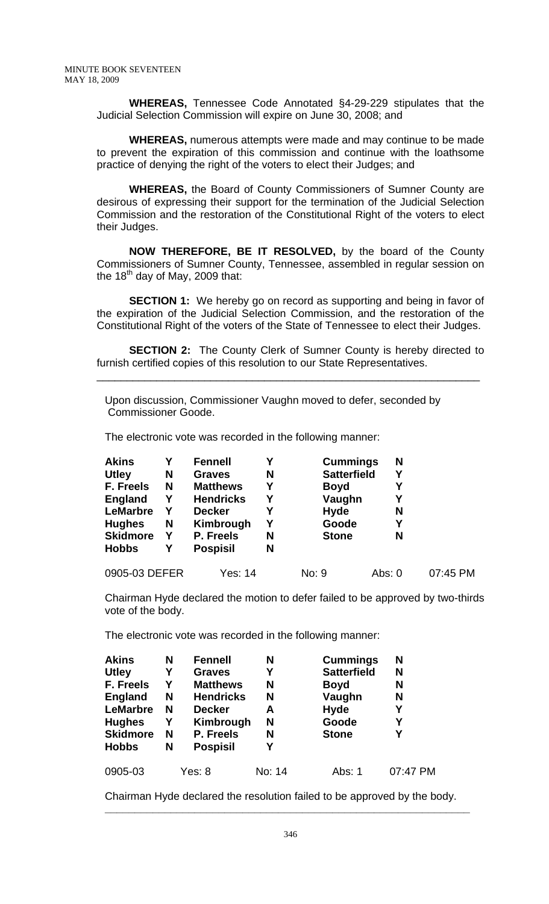**WHEREAS,** Tennessee Code Annotated §4-29-229 stipulates that the Judicial Selection Commission will expire on June 30, 2008; and

**WHEREAS,** numerous attempts were made and may continue to be made to prevent the expiration of this commission and continue with the loathsome practice of denying the right of the voters to elect their Judges; and

**WHEREAS,** the Board of County Commissioners of Sumner County are desirous of expressing their support for the termination of the Judicial Selection Commission and the restoration of the Constitutional Right of the voters to elect their Judges.

**NOW THEREFORE, BE IT RESOLVED,** by the board of the County Commissioners of Sumner County, Tennessee, assembled in regular session on the 18th day of May, 2009 that:

**SECTION 1:** We hereby go on record as supporting and being in favor of the expiration of the Judicial Selection Commission, and the restoration of the Constitutional Right of the voters of the State of Tennessee to elect their Judges.

**SECTION 2:** The County Clerk of Sumner County is hereby directed to furnish certified copies of this resolution to our State Representatives.

---

Upon discussion, Commissioner Vaughn moved to defer, seconded by Commissioner Goode.

The electronic vote was recorded in the following manner:

| | | | | | |
|---|---|---|---|---|---|
| **Akins** | **Y** | **Fennell** | **Y** | **Cummings** | **N** |
| **Utley** | **N** | **Graves** | **N** | **Satterfield** | **Y** |
| **F. Freels** | **N** | **Matthews** | **Y** | **Boyd** | **Y** |
| **England** | **Y** | **Hendricks** | **Y** | **Vaughn** | **Y** |
| **LeMarbre** | **Y** | **Decker** | **Y** | **Hyde** | **N** |
| **Hughes** | **N** | **Kimbrough** | **Y** | **Goode** | **Y** |
| **Skidmore** | **Y** | **P. Freels** | **N** | **Stone** | **N** |
| **Hobbs** | **Y** | **Pospisil** | **N** | | |

0905-03 DEFER Yes: 14 No: 9 Abs: 0 07:45 PM

Chairman Hyde declared the motion to defer failed to be approved by two-thirds vote of the body.

The electronic vote was recorded in the following manner:

| | | | | | |
|---|---|---|---|---|---|
| **Akins** | **N** | **Fennell** | **N** | **Cummings** | **N** |
| **Utley** | **Y** | **Graves** | **Y** | **Satterfield** | **N** |
| **F. Freels** | **Y** | **Matthews** | **N** | **Boyd** | **N** |
| **England** | **N** | **Hendricks** | **N** | **Vaughn** | **N** |
| **LeMarbre** | **N** | **Decker** | **A** | **Hyde** | **Y** |
| **Hughes** | **Y** | **Kimbrough** | **N** | **Goode** | **Y** |
| **Skidmore** | **N** | **P. Freels** | **N** | **Stone** | **Y** |
| **Hobbs** | **N** | **Pospisil** | **Y** | | |

0905-03 Yes: 8 No: 14 Abs: 1 07:47 PM

Chairman Hyde declared the resolution failed to be approved by the body.

---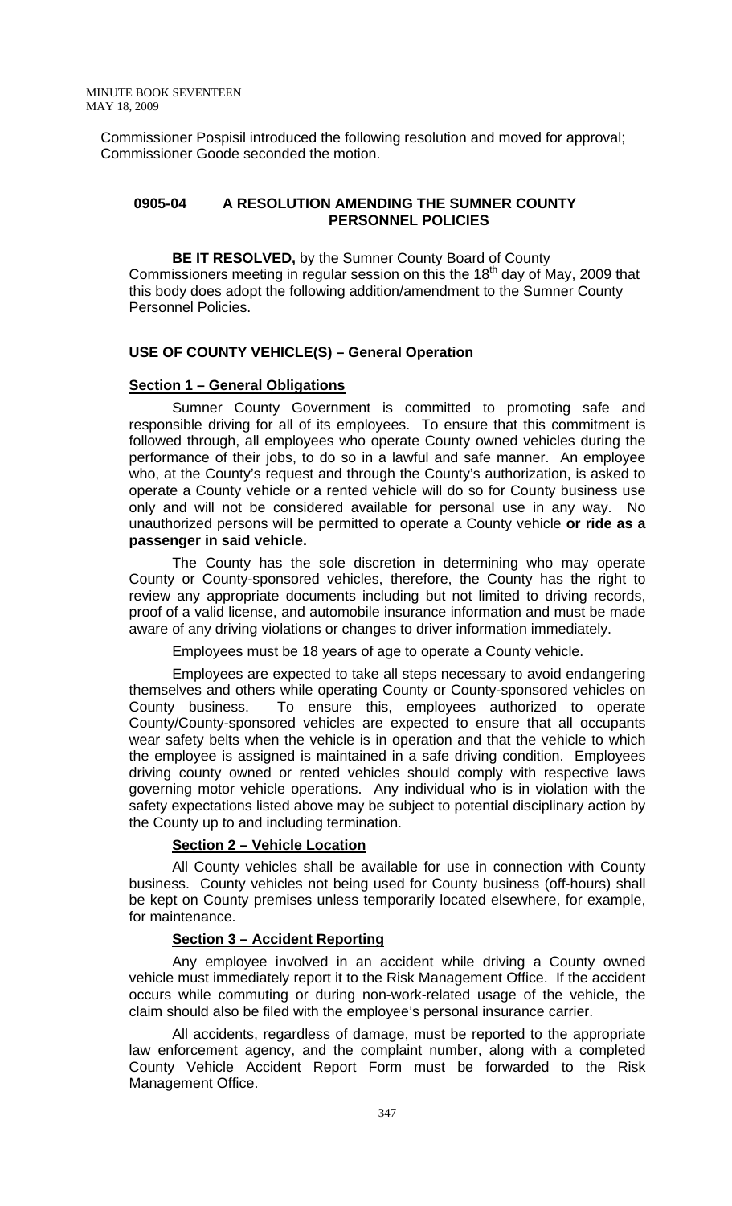Commissioner Pospisil introduced the following resolution and moved for approval; Commissioner Goode seconded the motion.

## 0905-04 A RESOLUTION AMENDING THE SUMNER COUNTY PERSONNEL POLICIES

**BE IT RESOLVED,** by the Sumner County Board of County Commissioners meeting in regular session on this the 18th day of May, 2009 that this body does adopt the following addition/amendment to the Sumner County Personnel Policies.

### USE OF COUNTY VEHICLE(S) – General Operation

**Section 1 – General Obligations**

Sumner County Government is committed to promoting safe and responsible driving for all of its employees. To ensure that this commitment is followed through, all employees who operate County owned vehicles during the performance of their jobs, to do so in a lawful and safe manner. An employee who, at the County's request and through the County's authorization, is asked to operate a County vehicle or a rented vehicle will do so for County business use only and will not be considered available for personal use in any way. No unauthorized persons will be permitted to operate a County vehicle **or ride as a passenger in said vehicle.**

The County has the sole discretion in determining who may operate County or County-sponsored vehicles, therefore, the County has the right to review any appropriate documents including but not limited to driving records, proof of a valid license, and automobile insurance information and must be made aware of any driving violations or changes to driver information immediately.

Employees must be 18 years of age to operate a County vehicle.

Employees are expected to take all steps necessary to avoid endangering themselves and others while operating County or County-sponsored vehicles on County business. To ensure this, employees authorized to operate County/County-sponsored vehicles are expected to ensure that all occupants wear safety belts when the vehicle is in operation and that the vehicle to which the employee is assigned is maintained in a safe driving condition. Employees driving county owned or rented vehicles should comply with respective laws governing motor vehicle operations. Any individual who is in violation with the safety expectations listed above may be subject to potential disciplinary action by the County up to and including termination.

**Section 2 – Vehicle Location**

All County vehicles shall be available for use in connection with County business. County vehicles not being used for County business (off-hours) shall be kept on County premises unless temporarily located elsewhere, for example, for maintenance.

**Section 3 – Accident Reporting**

Any employee involved in an accident while driving a County owned vehicle must immediately report it to the Risk Management Office. If the accident occurs while commuting or during non-work-related usage of the vehicle, the claim should also be filed with the employee's personal insurance carrier.

All accidents, regardless of damage, must be reported to the appropriate law enforcement agency, and the complaint number, along with a completed County Vehicle Accident Report Form must be forwarded to the Risk Management Office.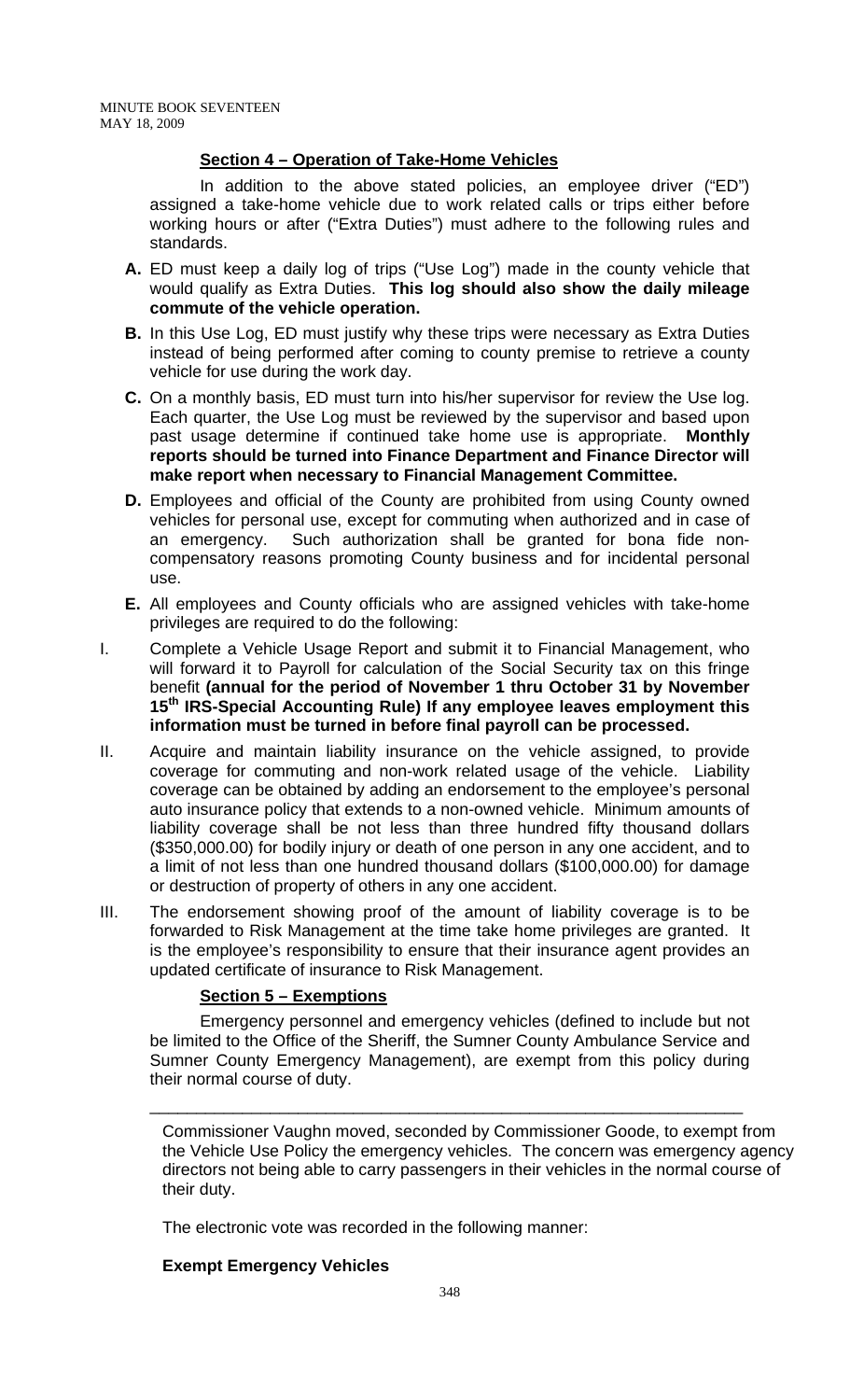**Section 4 – Operation of Take-Home Vehicles**

In addition to the above stated policies, an employee driver ("ED") assigned a take-home vehicle due to work related calls or trips either before working hours or after ("Extra Duties") must adhere to the following rules and standards.

**A.** ED must keep a daily log of trips ("Use Log") made in the county vehicle that would qualify as Extra Duties. **This log should also show the daily mileage commute of the vehicle operation.**

**B.** In this Use Log, ED must justify why these trips were necessary as Extra Duties instead of being performed after coming to county premise to retrieve a county vehicle for use during the work day.

**C.** On a monthly basis, ED must turn into his/her supervisor for review the Use log. Each quarter, the Use Log must be reviewed by the supervisor and based upon past usage determine if continued take home use is appropriate. **Monthly reports should be turned into Finance Department and Finance Director will make report when necessary to Financial Management Committee.**

**D.** Employees and official of the County are prohibited from using County owned vehicles for personal use, except for commuting when authorized and in case of an emergency. Such authorization shall be granted for bona fide non-compensatory reasons promoting County business and for incidental personal use.

**E.** All employees and County officials who are assigned vehicles with take-home privileges are required to do the following:

I. Complete a Vehicle Usage Report and submit it to Financial Management, who will forward it to Payroll for calculation of the Social Security tax on this fringe benefit **(annual for the period of November 1 thru October 31 by November 15th IRS-Special Accounting Rule) If any employee leaves employment this information must be turned in before final payroll can be processed.**

II. Acquire and maintain liability insurance on the vehicle assigned, to provide coverage for commuting and non-work related usage of the vehicle. Liability coverage can be obtained by adding an endorsement to the employee's personal auto insurance policy that extends to a non-owned vehicle. Minimum amounts of liability coverage shall be not less than three hundred fifty thousand dollars ($350,000.00) for bodily injury or death of one person in any one accident, and to a limit of not less than one hundred thousand dollars ($100,000.00) for damage or destruction of property of others in any one accident.

III. The endorsement showing proof of the amount of liability coverage is to be forwarded to Risk Management at the time take home privileges are granted. It is the employee's responsibility to ensure that their insurance agent provides an updated certificate of insurance to Risk Management.

**Section 5 – Exemptions**

Emergency personnel and emergency vehicles (defined to include but not be limited to the Office of the Sheriff, the Sumner County Ambulance Service and Sumner County Emergency Management), are exempt from this policy during their normal course of duty.

---

Commissioner Vaughn moved, seconded by Commissioner Goode, to exempt from the Vehicle Use Policy the emergency vehicles. The concern was emergency agency directors not being able to carry passengers in their vehicles in the normal course of their duty.

The electronic vote was recorded in the following manner:

**Exempt Emergency Vehicles**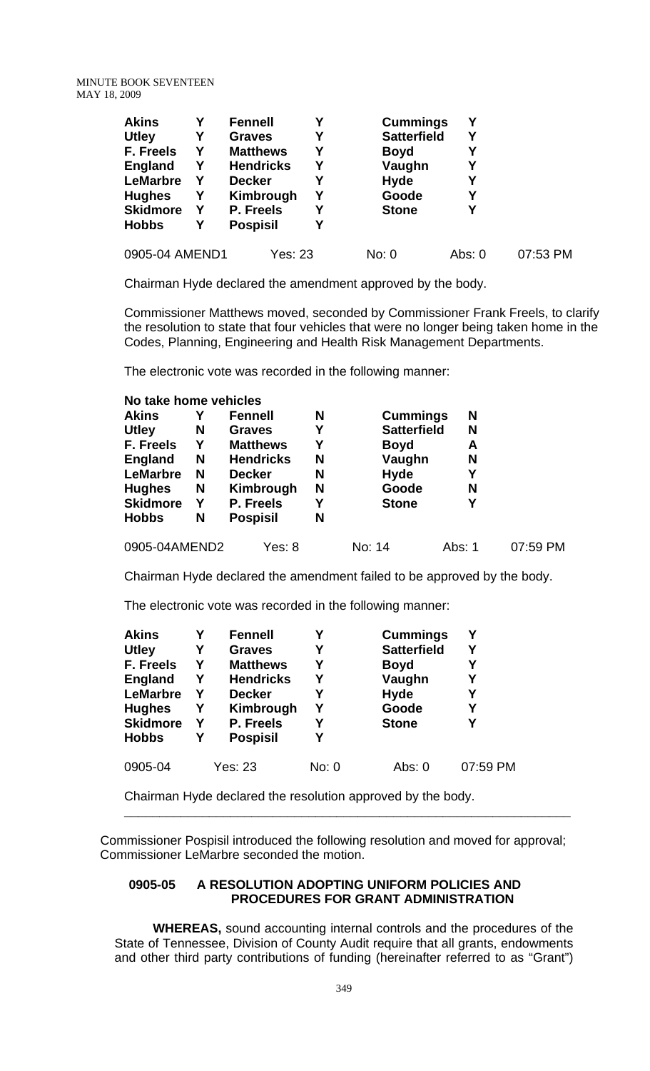| Akins | Y | Fennell | Y | Cummings | Y | |
|---|---|---|---|---|---|---|
| Utley | Y | Graves | Y | Satterfield | Y | |
| F. Freels | Y | Matthews | Y | Boyd | Y | |
| England | Y | Hendricks | Y | Vaughn | Y | |
| LeMarbre | Y | Decker | Y | Hyde | Y | |
| Hughes | Y | Kimbrough | Y | Goode | Y | |
| Skidmore | Y | P. Freels | Y | Stone | Y | |
| Hobbs | Y | Pospisil | Y | | | |
| 0905-04 AMEND1 | | Yes: 23 | | No: 0 | Abs: 0 | 07:53 PM |

Chairman Hyde declared the amendment approved by the body.

Commissioner Matthews moved, seconded by Commissioner Frank Freels, to clarify the resolution to state that four vehicles that were no longer being taken home in the Codes, Planning, Engineering and Health Risk Management Departments.

The electronic vote was recorded in the following manner:

**No take home vehicles**

| Akins | Y | Fennell | N | Cummings | N | |
|---|---|---|---|---|---|---|
| Utley | N | Graves | Y | Satterfield | N | |
| F. Freels | Y | Matthews | Y | Boyd | A | |
| England | N | Hendricks | N | Vaughn | N | |
| LeMarbre | N | Decker | N | Hyde | Y | |
| Hughes | N | Kimbrough | N | Goode | N | |
| Skidmore | Y | P. Freels | Y | Stone | Y | |
| Hobbs | N | Pospisil | N | | | |
| 0905-04AMEND2 | | Yes: 8 | | No: 14 | Abs: 1 | 07:59 PM |

Chairman Hyde declared the amendment failed to be approved by the body.

The electronic vote was recorded in the following manner:

| Akins | Y | Fennell | Y | Cummings | Y |
|---|---|---|---|---|---|
| Utley | Y | Graves | Y | Satterfield | Y |
| F. Freels | Y | Matthews | Y | Boyd | Y |
| England | Y | Hendricks | Y | Vaughn | Y |
| LeMarbre | Y | Decker | Y | Hyde | Y |
| Hughes | Y | Kimbrough | Y | Goode | Y |
| Skidmore | Y | P. Freels | Y | Stone | Y |
| Hobbs | Y | Pospisil | Y | | |
| 0905-04 | | Yes: 23 | No: 0 | Abs: 0 | 07:59 PM |

Chairman Hyde declared the resolution approved by the body.

---

Commissioner Pospisil introduced the following resolution and moved for approval; Commissioner LeMarbre seconded the motion.

**0905-05 A RESOLUTION ADOPTING UNIFORM POLICIES AND PROCEDURES FOR GRANT ADMINISTRATION**

**WHEREAS,** sound accounting internal controls and the procedures of the State of Tennessee, Division of County Audit require that all grants, endowments and other third party contributions of funding (hereinafter referred to as "Grant")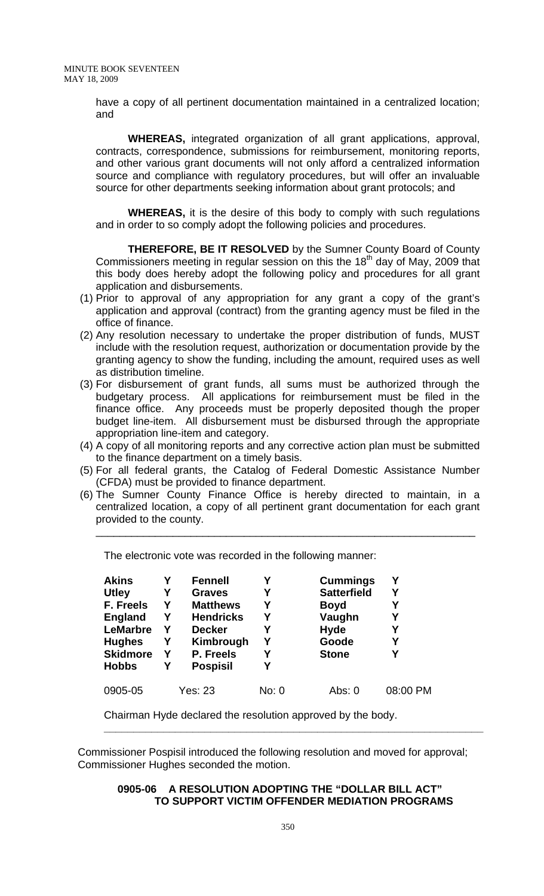have a copy of all pertinent documentation maintained in a centralized location; and

**WHEREAS,** integrated organization of all grant applications, approval, contracts, correspondence, submissions for reimbursement, monitoring reports, and other various grant documents will not only afford a centralized information source and compliance with regulatory procedures, but will offer an invaluable source for other departments seeking information about grant protocols; and

**WHEREAS,** it is the desire of this body to comply with such regulations and in order to so comply adopt the following policies and procedures.

**THEREFORE, BE IT RESOLVED** by the Sumner County Board of County Commissioners meeting in regular session on this the 18th day of May, 2009 that this body does hereby adopt the following policy and procedures for all grant application and disbursements.

(1) Prior to approval of any appropriation for any grant a copy of the grant's application and approval (contract) from the granting agency must be filed in the office of finance.
(2) Any resolution necessary to undertake the proper distribution of funds, MUST include with the resolution request, authorization or documentation provide by the granting agency to show the funding, including the amount, required uses as well as distribution timeline.
(3) For disbursement of grant funds, all sums must be authorized through the budgetary process. All applications for reimbursement must be filed in the finance office. Any proceeds must be properly deposited though the proper budget line-item. All disbursement must be disbursed through the appropriate appropriation line-item and category.
(4) A copy of all monitoring reports and any corrective action plan must be submitted to the finance department on a timely basis.
(5) For all federal grants, the Catalog of Federal Domestic Assistance Number (CFDA) must be provided to finance department.
(6) The Sumner County Finance Office is hereby directed to maintain, in a centralized location, a copy of all pertinent grant documentation for each grant provided to the county.

---

The electronic vote was recorded in the following manner:

| | | | | | |
|---|---|---|---|---|---|
| **Akins** | Y | **Fennell** | Y | **Cummings** | Y |
| **Utley** | Y | **Graves** | Y | **Satterfield** | Y |
| **F. Freels** | Y | **Matthews** | Y | **Boyd** | Y |
| **England** | Y | **Hendricks** | Y | **Vaughn** | Y |
| **LeMarbre** | Y | **Decker** | Y | **Hyde** | Y |
| **Hughes** | Y | **Kimbrough** | Y | **Goode** | Y |
| **Skidmore** | Y | **P. Freels** | Y | **Stone** | Y |
| **Hobbs** | Y | **Pospisil** | Y | | |

0905-05 Yes: 23 No: 0 Abs: 0 08:00 PM

Chairman Hyde declared the resolution approved by the body.

---

Commissioner Pospisil introduced the following resolution and moved for approval; Commissioner Hughes seconded the motion.

**0905-06 A RESOLUTION ADOPTING THE "DOLLAR BILL ACT" TO SUPPORT VICTIM OFFENDER MEDIATION PROGRAMS**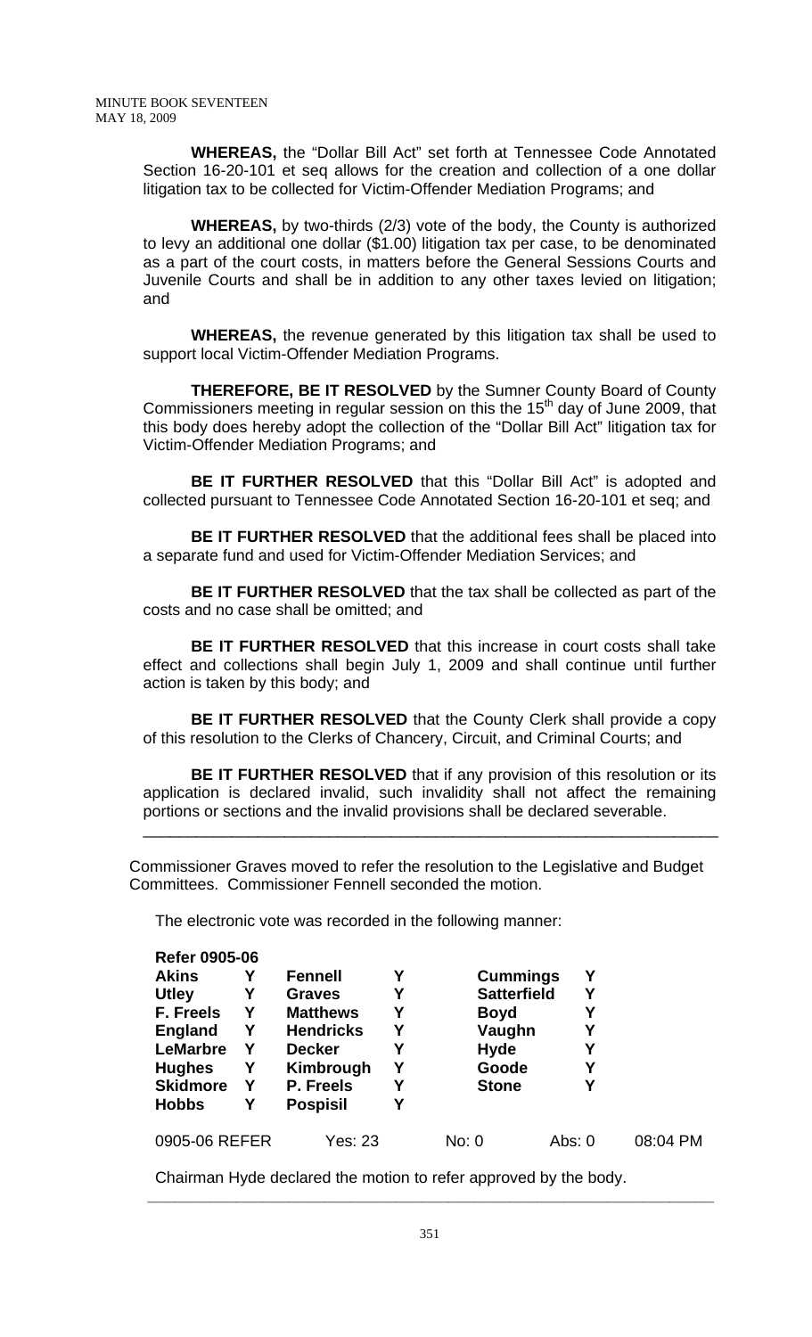**WHEREAS,** the "Dollar Bill Act" set forth at Tennessee Code Annotated Section 16-20-101 et seq allows for the creation and collection of a one dollar litigation tax to be collected for Victim-Offender Mediation Programs; and

**WHEREAS,** by two-thirds (2/3) vote of the body, the County is authorized to levy an additional one dollar ($1.00) litigation tax per case, to be denominated as a part of the court costs, in matters before the General Sessions Courts and Juvenile Courts and shall be in addition to any other taxes levied on litigation; and

**WHEREAS,** the revenue generated by this litigation tax shall be used to support local Victim-Offender Mediation Programs.

**THEREFORE, BE IT RESOLVED** by the Sumner County Board of County Commissioners meeting in regular session on this the 15th day of June 2009, that this body does hereby adopt the collection of the "Dollar Bill Act" litigation tax for Victim-Offender Mediation Programs; and

**BE IT FURTHER RESOLVED** that this "Dollar Bill Act" is adopted and collected pursuant to Tennessee Code Annotated Section 16-20-101 et seq; and

**BE IT FURTHER RESOLVED** that the additional fees shall be placed into a separate fund and used for Victim-Offender Mediation Services; and

**BE IT FURTHER RESOLVED** that the tax shall be collected as part of the costs and no case shall be omitted; and

**BE IT FURTHER RESOLVED** that this increase in court costs shall take effect and collections shall begin July 1, 2009 and shall continue until further action is taken by this body; and

**BE IT FURTHER RESOLVED** that the County Clerk shall provide a copy of this resolution to the Clerks of Chancery, Circuit, and Criminal Courts; and

**BE IT FURTHER RESOLVED** that if any provision of this resolution or its application is declared invalid, such invalidity shall not affect the remaining portions or sections and the invalid provisions shall be declared severable.

---

Commissioner Graves moved to refer the resolution to the Legislative and Budget Committees. Commissioner Fennell seconded the motion.

The electronic vote was recorded in the following manner:

**Refer 0905-06**

| | | | | | |
|---|---|---|---|---|---|
| **Akins** | **Y** | **Fennell** | **Y** | **Cummings** | **Y** |
| **Utley** | **Y** | **Graves** | **Y** | **Satterfield** | **Y** |
| **F. Freels** | **Y** | **Matthews** | **Y** | **Boyd** | **Y** |
| **England** | **Y** | **Hendricks** | **Y** | **Vaughn** | **Y** |
| **LeMarbre** | **Y** | **Decker** | **Y** | **Hyde** | **Y** |
| **Hughes** | **Y** | **Kimbrough** | **Y** | **Goode** | **Y** |
| **Skidmore** | **Y** | **P. Freels** | **Y** | **Stone** | **Y** |
| **Hobbs** | **Y** | **Pospisil** | **Y** | | |

0905-06 REFER    Yes: 23    No: 0    Abs: 0    08:04 PM

Chairman Hyde declared the motion to refer approved by the body.

---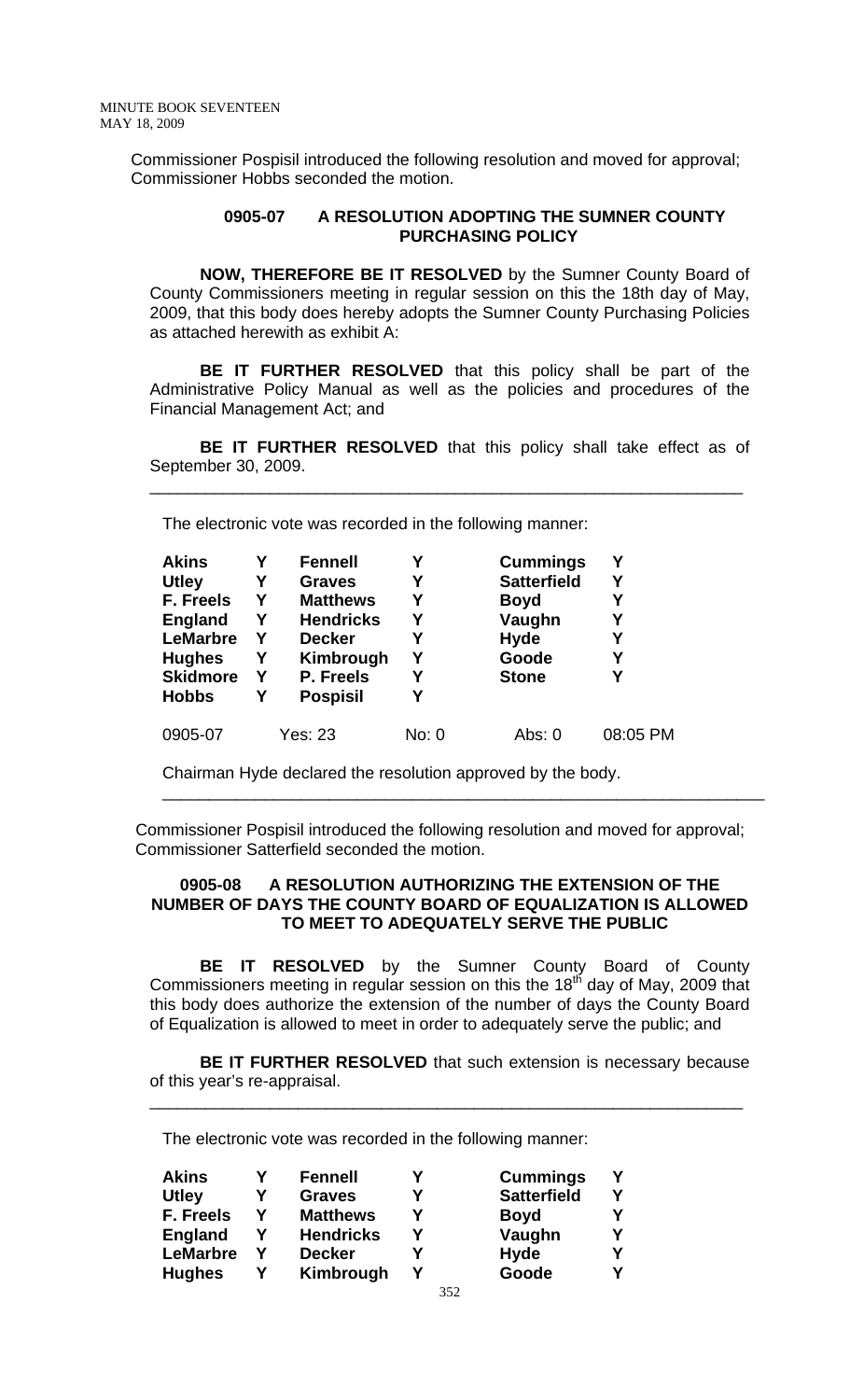Commissioner Pospisil introduced the following resolution and moved for approval; Commissioner Hobbs seconded the motion.

**0905-07 A RESOLUTION ADOPTING THE SUMNER COUNTY PURCHASING POLICY**

**NOW, THEREFORE BE IT RESOLVED** by the Sumner County Board of County Commissioners meeting in regular session on this the 18th day of May, 2009, that this body does hereby adopts the Sumner County Purchasing Policies as attached herewith as exhibit A:

**BE IT FURTHER RESOLVED** that this policy shall be part of the Administrative Policy Manual as well as the policies and procedures of the Financial Management Act; and

**BE IT FURTHER RESOLVED** that this policy shall take effect as of September 30, 2009.

---

The electronic vote was recorded in the following manner:

| | | | | | |
|---|---|---|---|---|---|
| **Akins** | **Y** | **Fennell** | **Y** | **Cummings** | **Y** |
| **Utley** | **Y** | **Graves** | **Y** | **Satterfield** | **Y** |
| **F. Freels** | **Y** | **Matthews** | **Y** | **Boyd** | **Y** |
| **England** | **Y** | **Hendricks** | **Y** | **Vaughn** | **Y** |
| **LeMarbre** | **Y** | **Decker** | **Y** | **Hyde** | **Y** |
| **Hughes** | **Y** | **Kimbrough** | **Y** | **Goode** | **Y** |
| **Skidmore** | **Y** | **P. Freels** | **Y** | **Stone** | **Y** |
| **Hobbs** | **Y** | **Pospisil** | **Y** | | |

0905-07 Yes: 23 No: 0 Abs: 0 08:05 PM

Chairman Hyde declared the resolution approved by the body.

---

Commissioner Pospisil introduced the following resolution and moved for approval; Commissioner Satterfield seconded the motion.

**0905-08 A RESOLUTION AUTHORIZING THE EXTENSION OF THE NUMBER OF DAYS THE COUNTY BOARD OF EQUALIZATION IS ALLOWED TO MEET TO ADEQUATELY SERVE THE PUBLIC**

**BE IT RESOLVED** by the Sumner County Board of County Commissioners meeting in regular session on this the 18th day of May, 2009 that this body does authorize the extension of the number of days the County Board of Equalization is allowed to meet in order to adequately serve the public; and

**BE IT FURTHER RESOLVED** that such extension is necessary because of this year's re-appraisal.

---

The electronic vote was recorded in the following manner:

| | | | | | |
|---|---|---|---|---|---|
| **Akins** | **Y** | **Fennell** | **Y** | **Cummings** | **Y** |
| **Utley** | **Y** | **Graves** | **Y** | **Satterfield** | **Y** |
| **F. Freels** | **Y** | **Matthews** | **Y** | **Boyd** | **Y** |
| **England** | **Y** | **Hendricks** | **Y** | **Vaughn** | **Y** |
| **LeMarbre** | **Y** | **Decker** | **Y** | **Hyde** | **Y** |
| **Hughes** | **Y** | **Kimbrough** | **Y** | **Goode** | **Y** |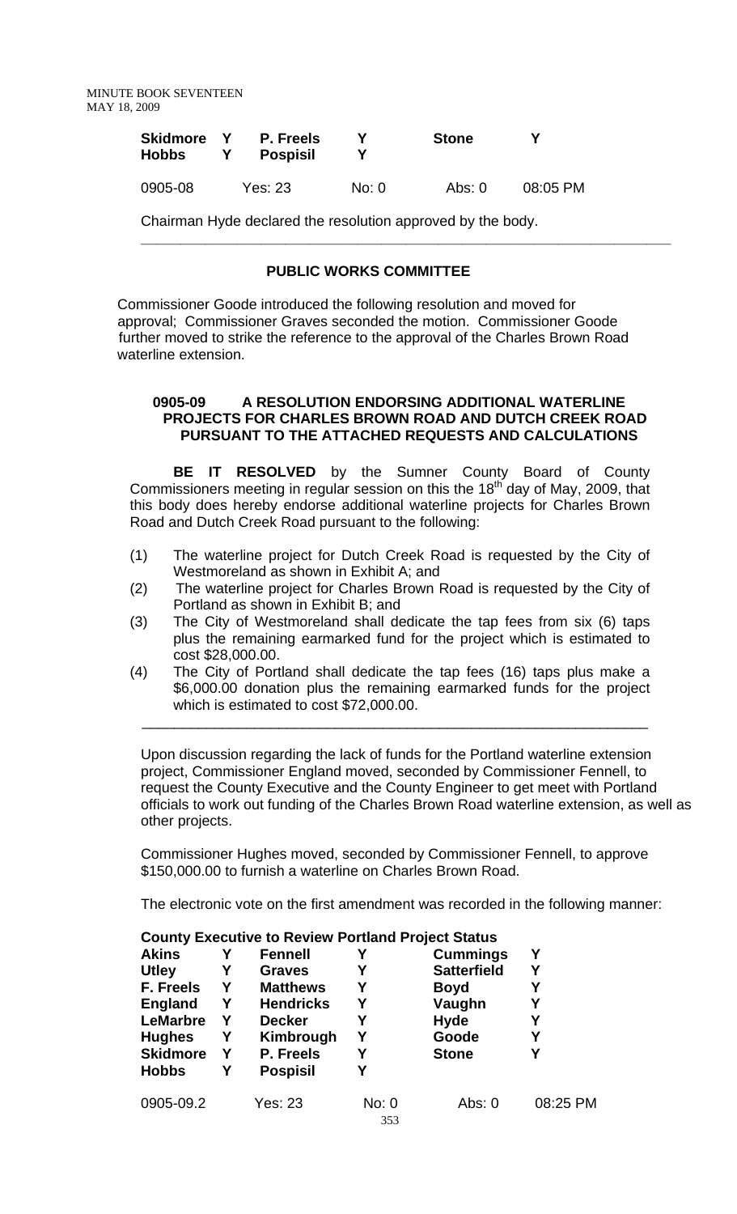| Skidmore | Y | P. Freels | Y | Stone | Y |
|---|---|---|---|---|---|
| Hobbs | Y | Pospisil | Y | | |

0905-08 Yes: 23 No: 0 Abs: 0 08:05 PM

Chairman Hyde declared the resolution approved by the body.

---

## PUBLIC WORKS COMMITTEE

Commissioner Goode introduced the following resolution and moved for approval; Commissioner Graves seconded the motion. Commissioner Goode further moved to strike the reference to the approval of the Charles Brown Road waterline extension.

### 0905-09 A RESOLUTION ENDORSING ADDITIONAL WATERLINE PROJECTS FOR CHARLES BROWN ROAD AND DUTCH CREEK ROAD PURSUANT TO THE ATTACHED REQUESTS AND CALCULATIONS

**BE IT RESOLVED** by the Sumner County Board of County Commissioners meeting in regular session on this the 18th day of May, 2009, that this body does hereby endorse additional waterline projects for Charles Brown Road and Dutch Creek Road pursuant to the following:

(1) The waterline project for Dutch Creek Road is requested by the City of Westmoreland as shown in Exhibit A; and

(2) The waterline project for Charles Brown Road is requested by the City of Portland as shown in Exhibit B; and

(3) The City of Westmoreland shall dedicate the tap fees from six (6) taps plus the remaining earmarked fund for the project which is estimated to cost $28,000.00.

(4) The City of Portland shall dedicate the tap fees (16) taps plus make a $6,000.00 donation plus the remaining earmarked funds for the project which is estimated to cost $72,000.00.

---

Upon discussion regarding the lack of funds for the Portland waterline extension project, Commissioner England moved, seconded by Commissioner Fennell, to request the County Executive and the County Engineer to get meet with Portland officials to work out funding of the Charles Brown Road waterline extension, as well as other projects.

Commissioner Hughes moved, seconded by Commissioner Fennell, to approve $150,000.00 to furnish a waterline on Charles Brown Road.

The electronic vote on the first amendment was recorded in the following manner:

**County Executive to Review Portland Project Status**

| Akins | Y | Fennell | Y | Cummings | Y |
|---|---|---|---|---|---|
| Utley | Y | Graves | Y | Satterfield | Y |
| F. Freels | Y | Matthews | Y | Boyd | Y |
| England | Y | Hendricks | Y | Vaughn | Y |
| LeMarbre | Y | Decker | Y | Hyde | Y |
| Hughes | Y | Kimbrough | Y | Goode | Y |
| Skidmore | Y | P. Freels | Y | Stone | Y |
| Hobbs | Y | Pospisil | Y | | |

0905-09.2 Yes: 23 No: 0 Abs: 0 08:25 PM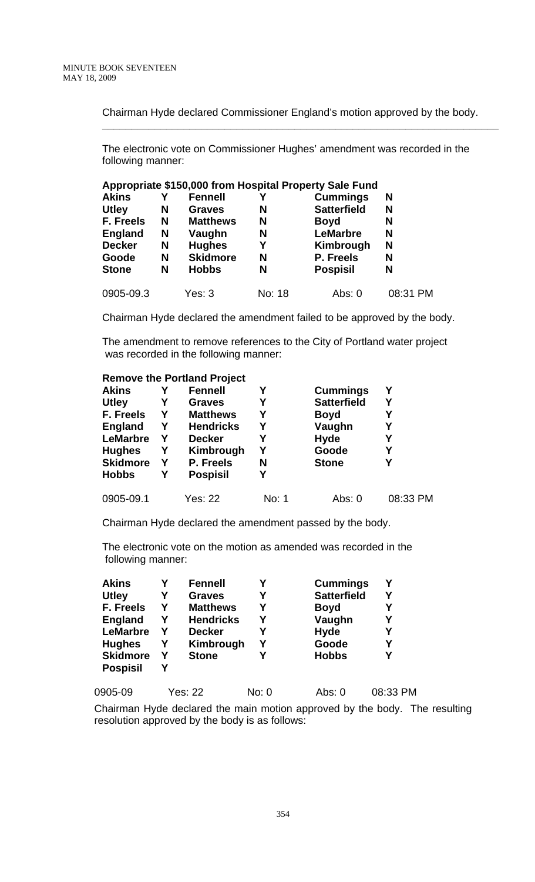Chairman Hyde declared Commissioner England's motion approved by the body.

---

The electronic vote on Commissioner Hughes' amendment was recorded in the following manner:

**Appropriate $150,000 from Hospital Property Sale Fund**

| | | | | | |
|---|---|---|---|---|---|
| **Akins** | **Y** | **Fennell** | **Y** | **Cummings** | **N** |
| **Utley** | **N** | **Graves** | **N** | **Satterfield** | **N** |
| **F. Freels** | **N** | **Matthews** | **N** | **Boyd** | **N** |
| **England** | **N** | **Vaughn** | **N** | **LeMarbre** | **N** |
| **Decker** | **N** | **Hughes** | **Y** | **Kimbrough** | **N** |
| **Goode** | **N** | **Skidmore** | **N** | **P. Freels** | **N** |
| **Stone** | **N** | **Hobbs** | **N** | **Pospisil** | **N** |

0905-09.3 Yes: 3 No: 18 Abs: 0 08:31 PM

Chairman Hyde declared the amendment failed to be approved by the body.

The amendment to remove references to the City of Portland water project was recorded in the following manner:

**Remove the Portland Project**

| | | | | | |
|---|---|---|---|---|---|
| **Akins** | **Y** | **Fennell** | **Y** | **Cummings** | **Y** |
| **Utley** | **Y** | **Graves** | **Y** | **Satterfield** | **Y** |
| **F. Freels** | **Y** | **Matthews** | **Y** | **Boyd** | **Y** |
| **England** | **Y** | **Hendricks** | **Y** | **Vaughn** | **Y** |
| **LeMarbre** | **Y** | **Decker** | **Y** | **Hyde** | **Y** |
| **Hughes** | **Y** | **Kimbrough** | **Y** | **Goode** | **Y** |
| **Skidmore** | **Y** | **P. Freels** | **N** | **Stone** | **Y** |
| **Hobbs** | **Y** | **Pospisil** | **Y** | | |

0905-09.1 Yes: 22 No: 1 Abs: 0 08:33 PM

Chairman Hyde declared the amendment passed by the body.

The electronic vote on the motion as amended was recorded in the following manner:

| | | | | | |
|---|---|---|---|---|---|
| **Akins** | **Y** | **Fennell** | **Y** | **Cummings** | **Y** |
| **Utley** | **Y** | **Graves** | **Y** | **Satterfield** | **Y** |
| **F. Freels** | **Y** | **Matthews** | **Y** | **Boyd** | **Y** |
| **England** | **Y** | **Hendricks** | **Y** | **Vaughn** | **Y** |
| **LeMarbre** | **Y** | **Decker** | **Y** | **Hyde** | **Y** |
| **Hughes** | **Y** | **Kimbrough** | **Y** | **Goode** | **Y** |
| **Skidmore** | **Y** | **Stone** | **Y** | **Hobbs** | **Y** |
| **Pospisil** | **Y** | | | | |

0905-09 Yes: 22 No: 0 Abs: 0 08:33 PM

Chairman Hyde declared the main motion approved by the body. The resulting resolution approved by the body is as follows: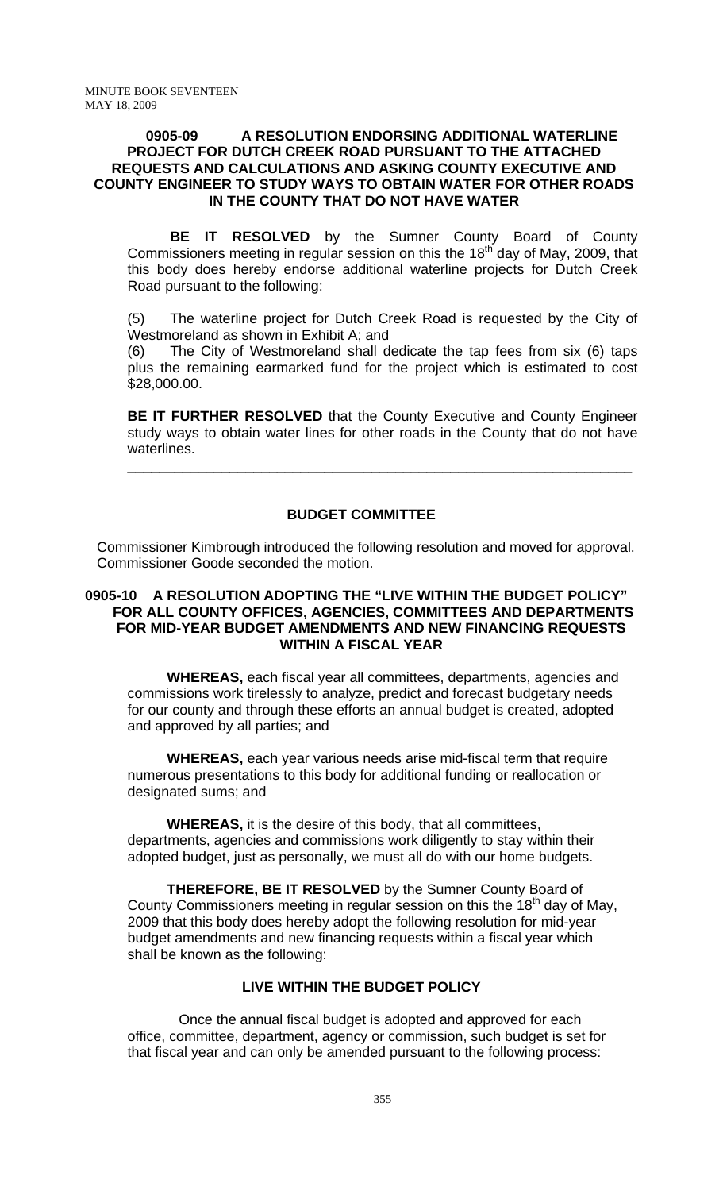**0905-09 A RESOLUTION ENDORSING ADDITIONAL WATERLINE PROJECT FOR DUTCH CREEK ROAD PURSUANT TO THE ATTACHED REQUESTS AND CALCULATIONS AND ASKING COUNTY EXECUTIVE AND COUNTY ENGINEER TO STUDY WAYS TO OBTAIN WATER FOR OTHER ROADS IN THE COUNTY THAT DO NOT HAVE WATER**

**BE IT RESOLVED** by the Sumner County Board of County Commissioners meeting in regular session on this the 18th day of May, 2009, that this body does hereby endorse additional waterline projects for Dutch Creek Road pursuant to the following:

(5) The waterline project for Dutch Creek Road is requested by the City of Westmoreland as shown in Exhibit A; and

(6) The City of Westmoreland shall dedicate the tap fees from six (6) taps plus the remaining earmarked fund for the project which is estimated to cost $28,000.00.

**BE IT FURTHER RESOLVED** that the County Executive and County Engineer study ways to obtain water lines for other roads in the County that do not have waterlines.

---

## BUDGET COMMITTEE

Commissioner Kimbrough introduced the following resolution and moved for approval. Commissioner Goode seconded the motion.

**0905-10 A RESOLUTION ADOPTING THE "LIVE WITHIN THE BUDGET POLICY" FOR ALL COUNTY OFFICES, AGENCIES, COMMITTEES AND DEPARTMENTS FOR MID-YEAR BUDGET AMENDMENTS AND NEW FINANCING REQUESTS WITHIN A FISCAL YEAR**

**WHEREAS,** each fiscal year all committees, departments, agencies and commissions work tirelessly to analyze, predict and forecast budgetary needs for our county and through these efforts an annual budget is created, adopted and approved by all parties; and

**WHEREAS,** each year various needs arise mid-fiscal term that require numerous presentations to this body for additional funding or reallocation or designated sums; and

**WHEREAS,** it is the desire of this body, that all committees, departments, agencies and commissions work diligently to stay within their adopted budget, just as personally, we must all do with our home budgets.

**THEREFORE, BE IT RESOLVED** by the Sumner County Board of County Commissioners meeting in regular session on this the 18th day of May, 2009 that this body does hereby adopt the following resolution for mid-year budget amendments and new financing requests within a fiscal year which shall be known as the following:

**LIVE WITHIN THE BUDGET POLICY**

Once the annual fiscal budget is adopted and approved for each office, committee, department, agency or commission, such budget is set for that fiscal year and can only be amended pursuant to the following process: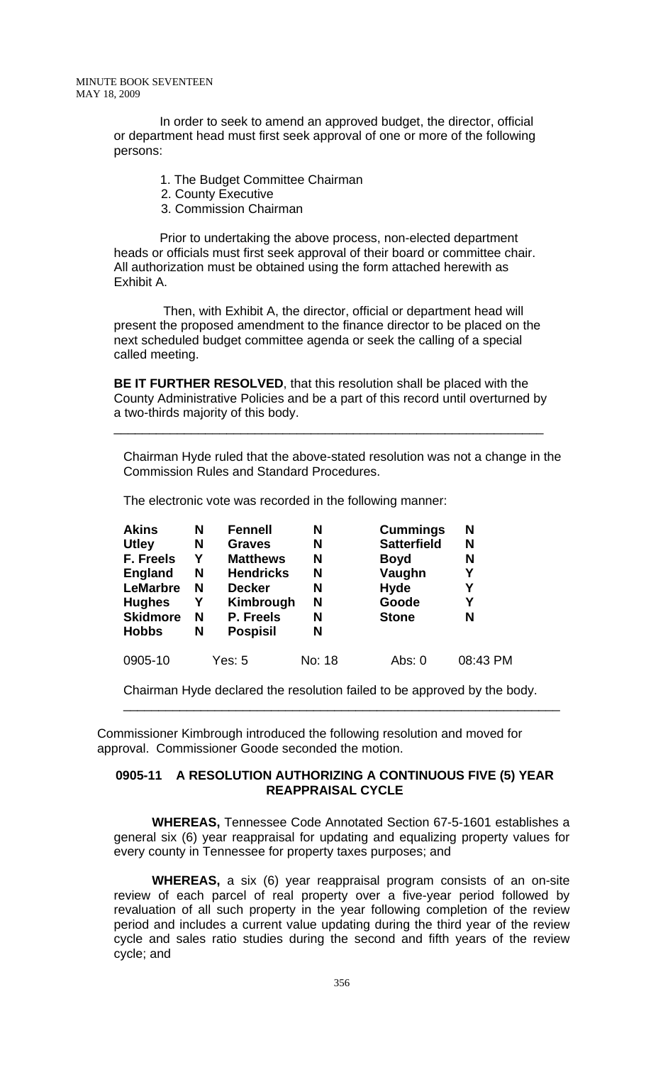In order to seek to amend an approved budget, the director, official or department head must first seek approval of one or more of the following persons:

1. The Budget Committee Chairman
2. County Executive
3. Commission Chairman

Prior to undertaking the above process, non-elected department heads or officials must first seek approval of their board or committee chair. All authorization must be obtained using the form attached herewith as Exhibit A.

Then, with Exhibit A, the director, official or department head will present the proposed amendment to the finance director to be placed on the next scheduled budget committee agenda or seek the calling of a special called meeting.

**BE IT FURTHER RESOLVED**, that this resolution shall be placed with the County Administrative Policies and be a part of this record until overturned by a two-thirds majority of this body.

---

Chairman Hyde ruled that the above-stated resolution was not a change in the Commission Rules and Standard Procedures.

The electronic vote was recorded in the following manner:

| | | | | | |
|---|---|---|---|---|---|
| **Akins** | **N** | **Fennell** | **N** | **Cummings** | **N** |
| **Utley** | **N** | **Graves** | **N** | **Satterfield** | **N** |
| **F. Freels** | **Y** | **Matthews** | **N** | **Boyd** | **N** |
| **England** | **N** | **Hendricks** | **N** | **Vaughn** | **Y** |
| **LeMarbre** | **N** | **Decker** | **N** | **Hyde** | **Y** |
| **Hughes** | **Y** | **Kimbrough** | **N** | **Goode** | **Y** |
| **Skidmore** | **N** | **P. Freels** | **N** | **Stone** | **N** |
| **Hobbs** | **N** | **Pospisil** | **N** | | |

0905-10 Yes: 5 No: 18 Abs: 0 08:43 PM

Chairman Hyde declared the resolution failed to be approved by the body.

---

Commissioner Kimbrough introduced the following resolution and moved for approval. Commissioner Goode seconded the motion.

**0905-11 A RESOLUTION AUTHORIZING A CONTINUOUS FIVE (5) YEAR REAPPRAISAL CYCLE**

**WHEREAS,** Tennessee Code Annotated Section 67-5-1601 establishes a general six (6) year reappraisal for updating and equalizing property values for every county in Tennessee for property taxes purposes; and

**WHEREAS,** a six (6) year reappraisal program consists of an on-site review of each parcel of real property over a five-year period followed by revaluation of all such property in the year following completion of the review period and includes a current value updating during the third year of the review cycle and sales ratio studies during the second and fifth years of the review cycle; and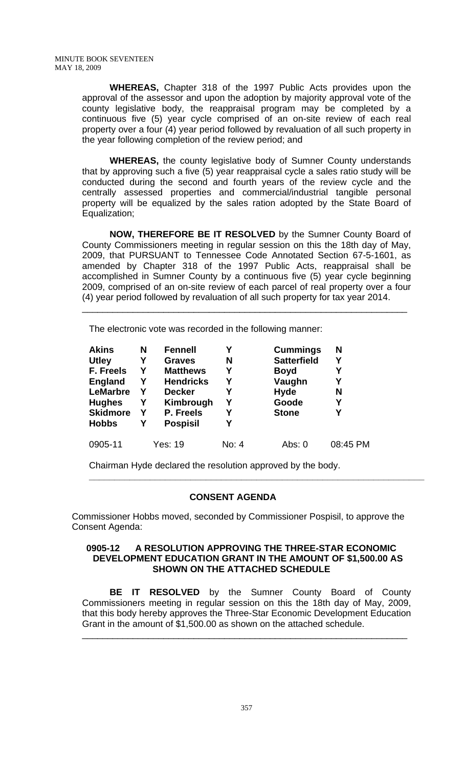**WHEREAS,** Chapter 318 of the 1997 Public Acts provides upon the approval of the assessor and upon the adoption by majority approval vote of the county legislative body, the reappraisal program may be completed by a continuous five (5) year cycle comprised of an on-site review of each real property over a four (4) year period followed by revaluation of all such property in the year following completion of the review period; and

**WHEREAS,** the county legislative body of Sumner County understands that by approving such a five (5) year reappraisal cycle a sales ratio study will be conducted during the second and fourth years of the review cycle and the centrally assessed properties and commercial/industrial tangible personal property will be equalized by the sales ration adopted by the State Board of Equalization;

**NOW, THEREFORE BE IT RESOLVED** by the Sumner County Board of County Commissioners meeting in regular session on this the 18th day of May, 2009, that PURSUANT to Tennessee Code Annotated Section 67-5-1601, as amended by Chapter 318 of the 1997 Public Acts, reappraisal shall be accomplished in Sumner County by a continuous five (5) year cycle beginning 2009, comprised of an on-site review of each parcel of real property over a four (4) year period followed by revaluation of all such property for tax year 2014.

---

The electronic vote was recorded in the following manner:

| | | | | | |
|---|---|---|---|---|---|
| **Akins** | **N** | **Fennell** | **Y** | **Cummings** | **N** |
| **Utley** | **Y** | **Graves** | **N** | **Satterfield** | **Y** |
| **F. Freels** | **Y** | **Matthews** | **Y** | **Boyd** | **Y** |
| **England** | **Y** | **Hendricks** | **Y** | **Vaughn** | **Y** |
| **LeMarbre** | **Y** | **Decker** | **Y** | **Hyde** | **N** |
| **Hughes** | **Y** | **Kimbrough** | **Y** | **Goode** | **Y** |
| **Skidmore** | **Y** | **P. Freels** | **Y** | **Stone** | **Y** |
| **Hobbs** | **Y** | **Pospisil** | **Y** | | |
| 0905-11 | | Yes: 19 | No: 4 | Abs: 0 | 08:45 PM |

Chairman Hyde declared the resolution approved by the body.

---

## CONSENT AGENDA

Commissioner Hobbs moved, seconded by Commissioner Pospisil, to approve the Consent Agenda:

### 0905-12 A RESOLUTION APPROVING THE THREE-STAR ECONOMIC DEVELOPMENT EDUCATION GRANT IN THE AMOUNT OF $1,500.00 AS SHOWN ON THE ATTACHED SCHEDULE

**BE IT RESOLVED** by the Sumner County Board of County Commissioners meeting in regular session on this the 18th day of May, 2009, that this body hereby approves the Three-Star Economic Development Education Grant in the amount of $1,500.00 as shown on the attached schedule.

---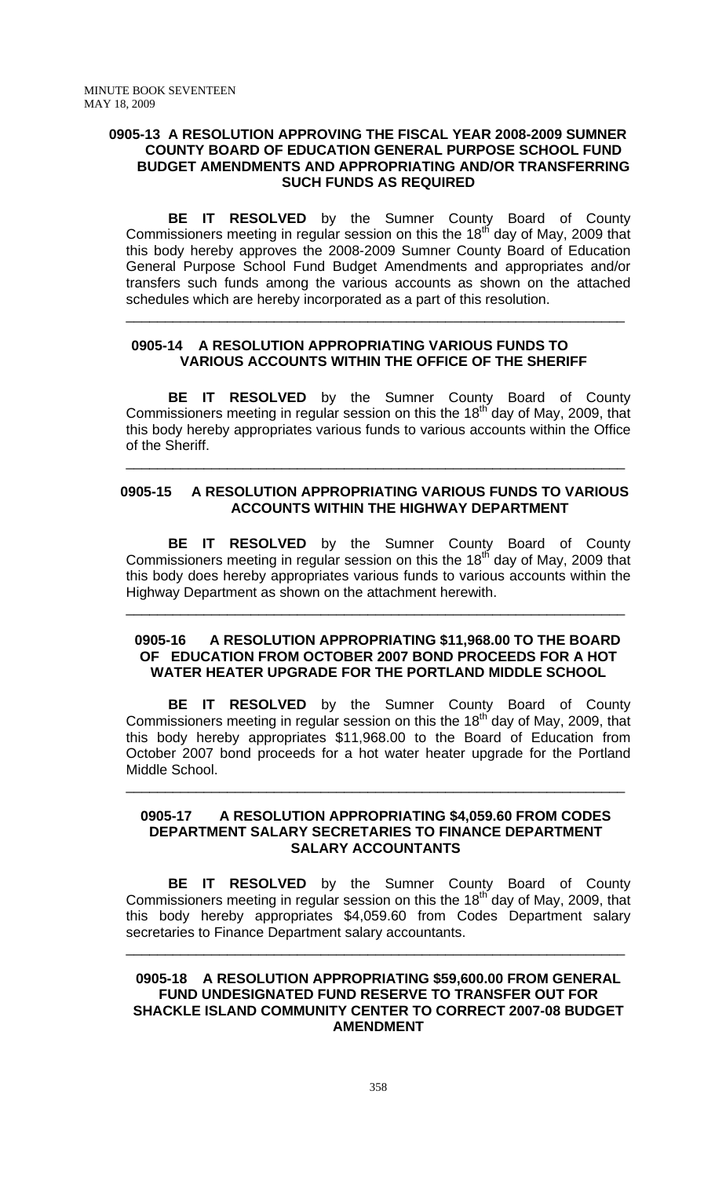### 0905-13 A RESOLUTION APPROVING THE FISCAL YEAR 2008-2009 SUMNER COUNTY BOARD OF EDUCATION GENERAL PURPOSE SCHOOL FUND BUDGET AMENDMENTS AND APPROPRIATING AND/OR TRANSFERRING SUCH FUNDS AS REQUIRED

**BE IT RESOLVED** by the Sumner County Board of County Commissioners meeting in regular session on this the 18th day of May, 2009 that this body hereby approves the 2008-2009 Sumner County Board of Education General Purpose School Fund Budget Amendments and appropriates and/or transfers such funds among the various accounts as shown on the attached schedules which are hereby incorporated as a part of this resolution.

---

### 0905-14 A RESOLUTION APPROPRIATING VARIOUS FUNDS TO VARIOUS ACCOUNTS WITHIN THE OFFICE OF THE SHERIFF

**BE IT RESOLVED** by the Sumner County Board of County Commissioners meeting in regular session on this the 18th day of May, 2009, that this body hereby appropriates various funds to various accounts within the Office of the Sheriff.

---

### 0905-15 A RESOLUTION APPROPRIATING VARIOUS FUNDS TO VARIOUS ACCOUNTS WITHIN THE HIGHWAY DEPARTMENT

**BE IT RESOLVED** by the Sumner County Board of County Commissioners meeting in regular session on this the 18th day of May, 2009 that this body does hereby appropriates various funds to various accounts within the Highway Department as shown on the attachment herewith.

---

### 0905-16 A RESOLUTION APPROPRIATING $11,968.00 TO THE BOARD OF EDUCATION FROM OCTOBER 2007 BOND PROCEEDS FOR A HOT WATER HEATER UPGRADE FOR THE PORTLAND MIDDLE SCHOOL

**BE IT RESOLVED** by the Sumner County Board of County Commissioners meeting in regular session on this the 18th day of May, 2009, that this body hereby appropriates $11,968.00 to the Board of Education from October 2007 bond proceeds for a hot water heater upgrade for the Portland Middle School.

---

### 0905-17 A RESOLUTION APPROPRIATING $4,059.60 FROM CODES DEPARTMENT SALARY SECRETARIES TO FINANCE DEPARTMENT SALARY ACCOUNTANTS

**BE IT RESOLVED** by the Sumner County Board of County Commissioners meeting in regular session on this the 18th day of May, 2009, that this body hereby appropriates $4,059.60 from Codes Department salary secretaries to Finance Department salary accountants.

---

### 0905-18 A RESOLUTION APPROPRIATING $59,600.00 FROM GENERAL FUND UNDESIGNATED FUND RESERVE TO TRANSFER OUT FOR SHACKLE ISLAND COMMUNITY CENTER TO CORRECT 2007-08 BUDGET AMENDMENT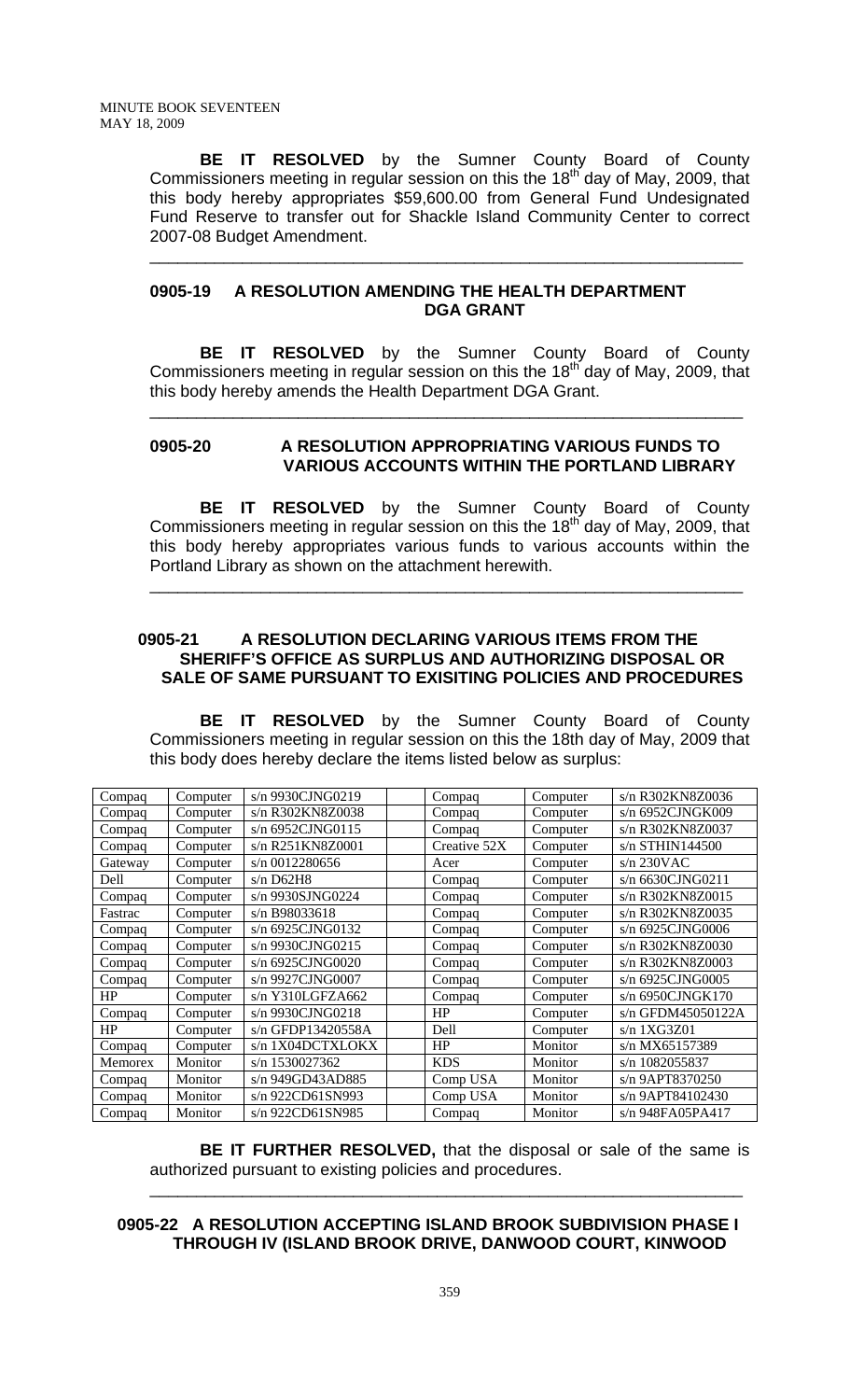**BE IT RESOLVED** by the Sumner County Board of County Commissioners meeting in regular session on this the 18th day of May, 2009, that this body hereby appropriates $59,600.00 from General Fund Undesignated Fund Reserve to transfer out for Shackle Island Community Center to correct 2007-08 Budget Amendment.

---

**0905-19 A RESOLUTION AMENDING THE HEALTH DEPARTMENT DGA GRANT**

**BE IT RESOLVED** by the Sumner County Board of County Commissioners meeting in regular session on this the 18th day of May, 2009, that this body hereby amends the Health Department DGA Grant.

---

**0905-20 A RESOLUTION APPROPRIATING VARIOUS FUNDS TO VARIOUS ACCOUNTS WITHIN THE PORTLAND LIBRARY**

**BE IT RESOLVED** by the Sumner County Board of County Commissioners meeting in regular session on this the 18th day of May, 2009, that this body hereby appropriates various funds to various accounts within the Portland Library as shown on the attachment herewith.

---

**0905-21 A RESOLUTION DECLARING VARIOUS ITEMS FROM THE SHERIFF'S OFFICE AS SURPLUS AND AUTHORIZING DISPOSAL OR SALE OF SAME PURSUANT TO EXISITING POLICIES AND PROCEDURES**

**BE IT RESOLVED** by the Sumner County Board of County Commissioners meeting in regular session on this the 18th day of May, 2009 that this body does hereby declare the items listed below as surplus:

| | | | | | | |
|---|---|---|---|---|---|---|
| Compaq | Computer | s/n 9930CJNG0219 | | Compaq | Computer | s/n R302KN8Z0036 |
| Compaq | Computer | s/n R302KN8Z0038 | | Compaq | Computer | s/n 6952CJNGK009 |
| Compaq | Computer | s/n 6952CJNG0115 | | Compaq | Computer | s/n R302KN8Z0037 |
| Compaq | Computer | s/n R251KN8Z0001 | | Creative 52X | Computer | s/n STHIN144500 |
| Gateway | Computer | s/n 0012280656 | | Acer | Computer | s/n 230VAC |
| Dell | Computer | s/n D62H8 | | Compaq | Computer | s/n 6630CJNG0211 |
| Compaq | Computer | s/n 9930SJNG0224 | | Compaq | Computer | s/n R302KN8Z0015 |
| Fastrac | Computer | s/n B98033618 | | Compaq | Computer | s/n R302KN8Z0035 |
| Compaq | Computer | s/n 6925CJNG0132 | | Compaq | Computer | s/n 6925CJNG0006 |
| Compaq | Computer | s/n 9930CJNG0215 | | Compaq | Computer | s/n R302KN8Z0030 |
| Compaq | Computer | s/n 6925CJNG0020 | | Compaq | Computer | s/n R302KN8Z0003 |
| Compaq | Computer | s/n 9927CJNG0007 | | Compaq | Computer | s/n 6925CJNG0005 |
| HP | Computer | s/n Y310LGFZA662 | | Compaq | Computer | s/n 6950CJNGK170 |
| Compaq | Computer | s/n 9930CJNG0218 | | HP | Computer | s/n GFDM45050122A |
| HP | Computer | s/n GFDP13420558A | | Dell | Computer | s/n 1XG3Z01 |
| Compaq | Computer | s/n 1X04DCTXLOKX | | HP | Monitor | s/n MX65157389 |
| Memorex | Monitor | s/n 1530027362 | | KDS | Monitor | s/n 1082055837 |
| Compaq | Monitor | s/n 949GD43AD885 | | Comp USA | Monitor | s/n 9APT8370250 |
| Compaq | Monitor | s/n 922CD61SN993 | | Comp USA | Monitor | s/n 9APT84102430 |
| Compaq | Monitor | s/n 922CD61SN985 | | Compaq | Monitor | s/n 948FA05PA417 |

**BE IT FURTHER RESOLVED,** that the disposal or sale of the same is authorized pursuant to existing policies and procedures.

---

**0905-22 A RESOLUTION ACCEPTING ISLAND BROOK SUBDIVISION PHASE I THROUGH IV (ISLAND BROOK DRIVE, DANWOOD COURT, KINWOOD**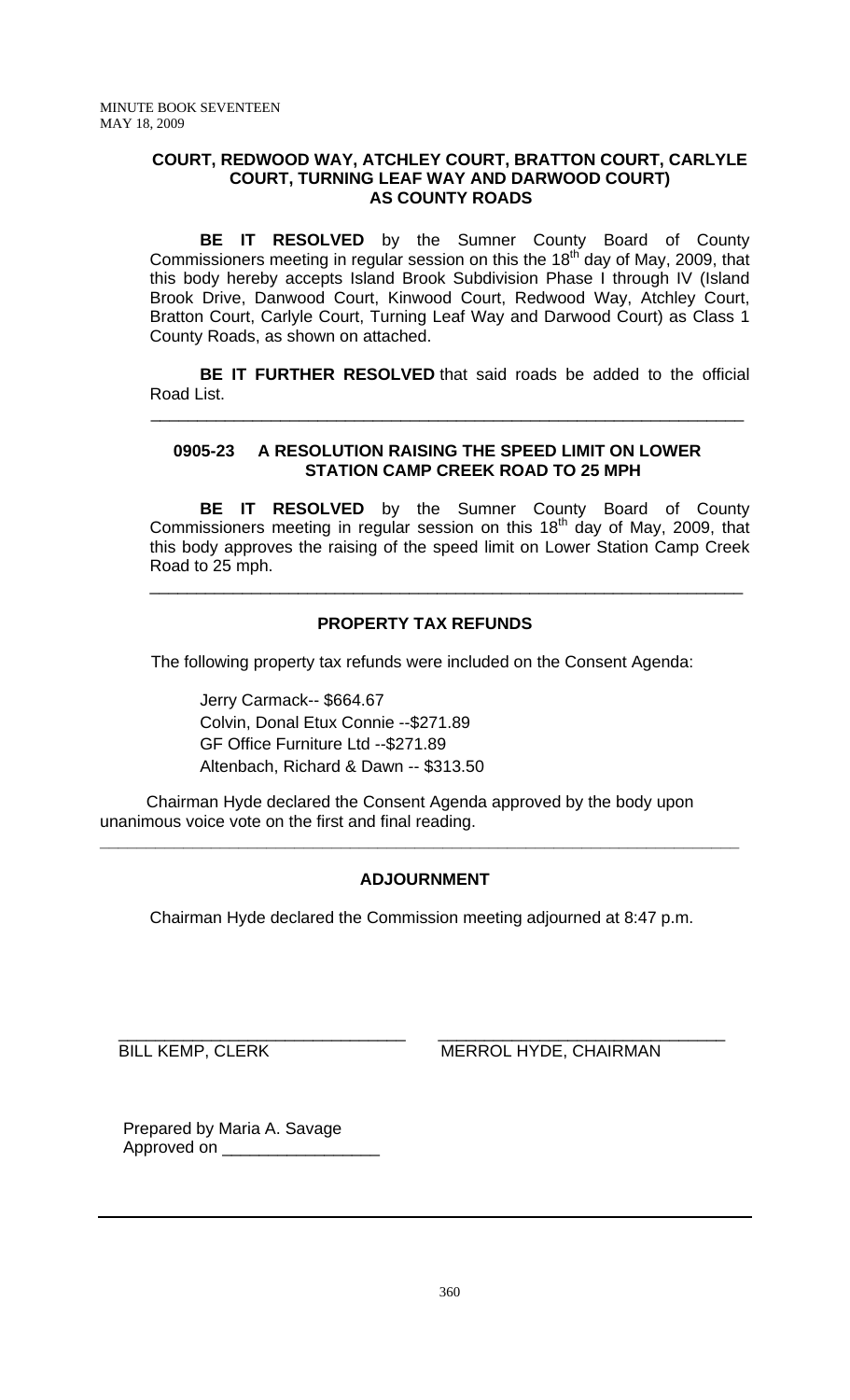**COURT, REDWOOD WAY, ATCHLEY COURT, BRATTON COURT, CARLYLE COURT, TURNING LEAF WAY AND DARWOOD COURT) AS COUNTY ROADS**

**BE IT RESOLVED** by the Sumner County Board of County Commissioners meeting in regular session on this the 18th day of May, 2009, that this body hereby accepts Island Brook Subdivision Phase I through IV (Island Brook Drive, Danwood Court, Kinwood Court, Redwood Way, Atchley Court, Bratton Court, Carlyle Court, Turning Leaf Way and Darwood Court) as Class 1 County Roads, as shown on attached.

**BE IT FURTHER RESOLVED** that said roads be added to the official Road List.

---

**0905-23 A RESOLUTION RAISING THE SPEED LIMIT ON LOWER STATION CAMP CREEK ROAD TO 25 MPH**

**BE IT RESOLVED** by the Sumner County Board of County Commissioners meeting in regular session on this 18th day of May, 2009, that this body approves the raising of the speed limit on Lower Station Camp Creek Road to 25 mph.

---

**PROPERTY TAX REFUNDS**

The following property tax refunds were included on the Consent Agenda:

Jerry Carmack-- $664.67
Colvin, Donal Etux Connie --$271.89
GF Office Furniture Ltd --$271.89
Altenbach, Richard & Dawn -- $313.50

Chairman Hyde declared the Consent Agenda approved by the body upon unanimous voice vote on the first and final reading.

---

**ADJOURNMENT**

Chairman Hyde declared the Commission meeting adjourned at 8:47 p.m.

\_\_\_\_\_\_\_\_\_\_\_\_\_\_\_\_\_\_\_\_\_\_\_\_\_\_\_\_ \_\_\_\_\_\_\_\_\_\_\_\_\_\_\_\_\_\_\_\_\_\_\_\_\_\_\_\_
BILL KEMP, CLERK MERROL HYDE, CHAIRMAN

Prepared by Maria A. Savage
Approved on \_\_\_\_\_\_\_\_\_\_\_\_\_\_\_\_